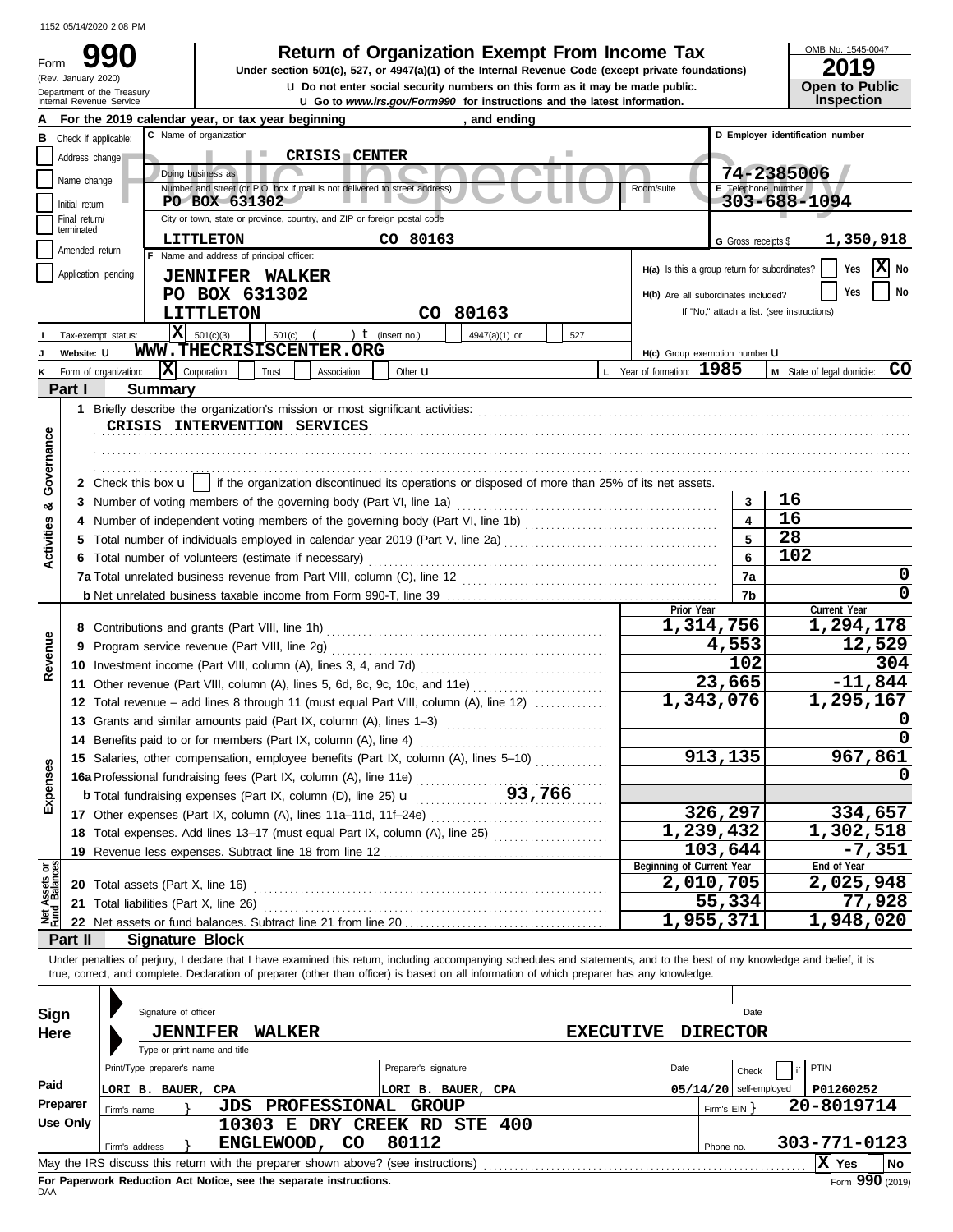1152 05/14/2020 2:08 PM

# Form 990 — Return of Organization Exempt From Income Tax

(Rev. January 2020) Department of the Treasury Internal Revenue Service

Under section 501(c), 527, or 4947(a)(1) of the Internal Revenue Code (except private foundations)

u Do not enter social security numbers on this form as it may be made public.

u Go to www.irs.gov/Form990 for instructions and the latest information.

OMB No. 1545-0047 — **2019** — Open to Public Inspection

Public Inspection Copy

**A** For the 2019 calendar year, or tax year beginning , and ending

**B** Check if applicable: Address change / Name change / Initial return / Final return/terminated / Amended return / Application pending

**C** Name of organization: CRISIS CENTER

Doing business as

Number and street (or P.O. box if mail is not delivered to street address): PO BOX 631302 — Room/suite

City or town, state or province, country, and ZIP or foreign postal code: LITTLETON CO 80163

**D** Employer identification number: 74-2385006

**E** Telephone number: 303-688-1094

**G** Gross receipts $ 1,350,918

**F** Name and address of principal officer: JENNIFER WALKER, PO BOX 631302, LITTLETON CO 80163

H(a) Is this a group return for subordinates? Yes [ ] No [X]

H(b) Are all subordinates included? Yes [ ] No [ ] — If "No," attach a list. (see instructions)

**I** Tax-exempt status: [X] 501(c)(3) [ ] 501(c) ( ) t (insert no.) [ ] 4947(a)(1) or [ ] 527

**J** Website: u WWW.THECRISISCENTER.ORG

H(c) Group exemption number u

**K** Form of organization: [X] Corporation [ ] Trust [ ] Association [ ] Other u

**L** Year of formation: 1985 — **M** State of legal domicile: CO

## Part I Summary

**Activities & Governance**

1 Briefly describe the organization's mission or most significant activities: CRISIS INTERVENTION SERVICES

2 Check this box u [ ] if the organization discontinued its operations or disposed of more than 25% of its net assets.

| | | Line | Value |
|---|---|---|---|
| 3 | Number of voting members of the governing body (Part VI, line 1a) | 3 | 16 |
| 4 | Number of independent voting members of the governing body (Part VI, line 1b) | 4 | 16 |
| 5 | Total number of individuals employed in calendar year 2019 (Part V, line 2a) | 5 | 28 |
| 6 | Total number of volunteers (estimate if necessary) | 6 | 102 |
| 7a | Total unrelated business revenue from Part VIII, column (C), line 12 | 7a | 0 |
| b | Net unrelated business taxable income from Form 990-T, line 39 | 7b | 0 |

| | | Prior Year | Current Year |
|---|---|---|---|
| **Revenue** | | | |
| 8 | Contributions and grants (Part VIII, line 1h) | 1,314,756 | 1,294,178 |
| 9 | Program service revenue (Part VIII, line 2g) | 4,553 | 12,529 |
| 10 | Investment income (Part VIII, column (A), lines 3, 4, and 7d) | 102 | 304 |
| 11 | Other revenue (Part VIII, column (A), lines 5, 6d, 8c, 9c, 10c, and 11e) | 23,665 | -11,844 |
| 12 | Total revenue – add lines 8 through 11 (must equal Part VIII, column (A), line 12) | 1,343,076 | 1,295,167 |
| **Expenses** | | | |
| 13 | Grants and similar amounts paid (Part IX, column (A), lines 1–3) | | 0 |
| 14 | Benefits paid to or for members (Part IX, column (A), line 4) | | 0 |
| 15 | Salaries, other compensation, employee benefits (Part IX, column (A), lines 5–10) | 913,135 | 967,861 |
| 16a | Professional fundraising fees (Part IX, column (A), line 11e) | | 0 |
| b | Total fundraising expenses (Part IX, column (D), line 25) u 93,766 | | |
| 17 | Other expenses (Part IX, column (A), lines 11a–11d, 11f–24e) | 326,297 | 334,657 |
| 18 | Total expenses. Add lines 13–17 (must equal Part IX, column (A), line 25) | 1,239,432 | 1,302,518 |
| 19 | Revenue less expenses. Subtract line 18 from line 12 | 103,644 | -7,351 |

| **Net Assets or Fund Balances** | | Beginning of Current Year | End of Year |
|---|---|---|---|
| 20 | Total assets (Part X, line 16) | 2,010,705 | 2,025,948 |
| 21 | Total liabilities (Part X, line 26) | 55,334 | 77,928 |
| 22 | Net assets or fund balances. Subtract line 21 from line 20 | 1,955,371 | 1,948,020 |

## Part II Signature Block

Under penalties of perjury, I declare that I have examined this return, including accompanying schedules and statements, and to the best of my knowledge and belief, it is true, correct, and complete. Declaration of preparer (other than officer) is based on all information of which preparer has any knowledge.

**Sign Here**

Signature of officer — Date

JENNIFER WALKER — EXECUTIVE DIRECTOR

Type or print name and title

**Paid Preparer Use Only**

| Print/Type preparer's name | Preparer's signature | Date | Check [ ] if self-employed | PTIN |
|---|---|---|---|---|
| LORI B. BAUER, CPA | LORI B. BAUER, CPA | 05/14/20 | | P01260252 |

Firm's name } JDS PROFESSIONAL GROUP — Firm's EIN } 20-8019714

Firm's address } 10303 E DRY CREEK RD STE 400, ENGLEWOOD, CO 80112 — Phone no. 303-771-0123

May the IRS discuss this return with the preparer shown above? (see instructions) [X] Yes [ ] No

For Paperwork Reduction Act Notice, see the separate instructions.

DAA — Form **990** (2019)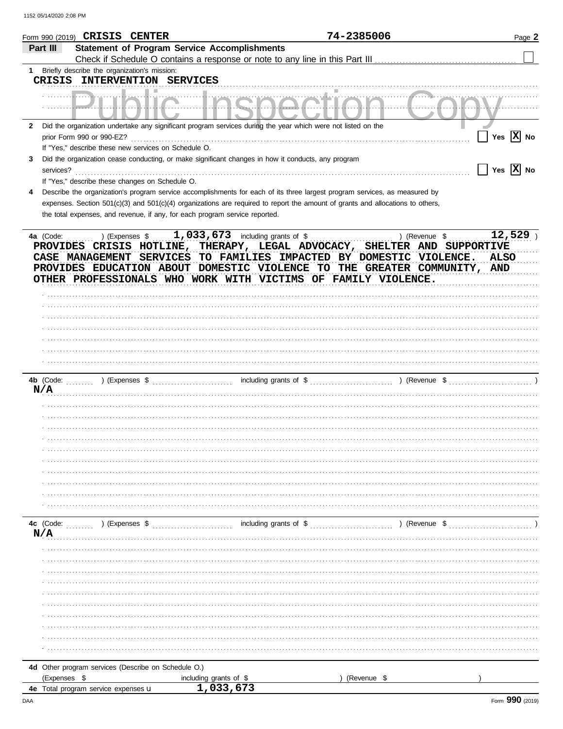Form 990 (2019) CRISIS CENTER 74-2385006

## Part III Statement of Program Service Accomplishments

Check if Schedule O contains a response or note to any line in this Part III [ ]

**1** Briefly describe the organization's mission:

CRISIS INTERVENTION SERVICES

**2** Did the organization undertake any significant program services during the year which were not listed on the prior Form 990 or 990-EZ? [ ] Yes [X] No

If "Yes," describe these new services on Schedule O.

**3** Did the organization cease conducting, or make significant changes in how it conducts, any program services? [ ] Yes [X] No

If "Yes," describe these changes on Schedule O.

**4** Describe the organization's program service accomplishments for each of its three largest program services, as measured by expenses. Section 501(c)(3) and 501(c)(4) organizations are required to report the amount of grants and allocations to others, the total expenses, and revenue, if any, for each program service reported.

**4a** (Code: ) (Expenses $ 1,033,673 including grants of $ ) (Revenue $ 12,529 )

PROVIDES CRISIS HOTLINE, THERAPY, LEGAL ADVOCACY, SHELTER AND SUPPORTIVE CASE MANAGEMENT SERVICES TO FAMILIES IMPACTED BY DOMESTIC VIOLENCE. ALSO PROVIDES EDUCATION ABOUT DOMESTIC VIOLENCE TO THE GREATER COMMUNITY, AND OTHER PROFESSIONALS WHO WORK WITH VICTIMS OF FAMILY VIOLENCE.

**4b** (Code: ) (Expenses $ including grants of $ ) (Revenue $ )

N/A

**4c** (Code: ) (Expenses $ including grants of $ ) (Revenue $ )

N/A

**4d** Other program services (Describe on Schedule O.)

(Expenses $ including grants of $ ) (Revenue $ )

**4e** Total program service expenses 1,033,673

Form 990 (2019)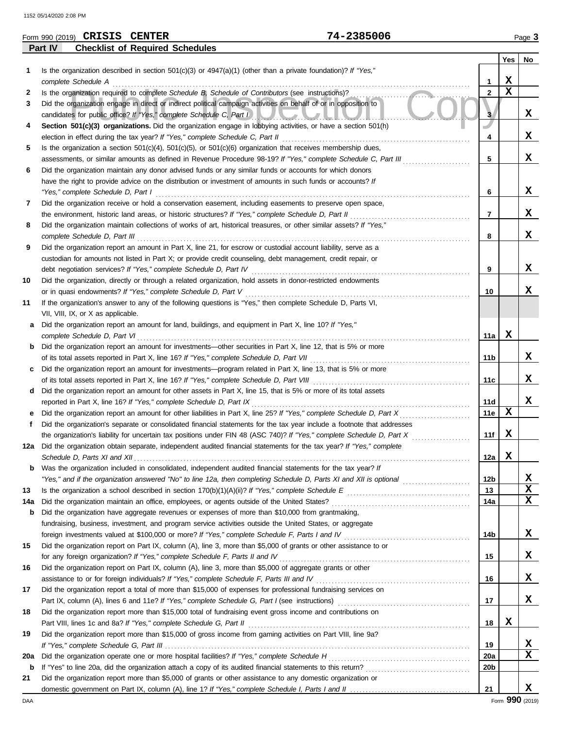Form 990 (2019) **CRISIS CENTER** **74-2385006** Page **3**

## Part IV Checklist of Required Schedules

| | | | Yes | No |
|---|---|---|---|---|
| **1** | Is the organization described in section 501(c)(3) or 4947(a)(1) (other than a private foundation)? *If "Yes," complete Schedule A* | **1** | X | |
| **2** | Is the organization required to complete *Schedule B, Schedule of Contributors* (see instructions)? | **2** | X | |
| **3** | Did the organization engage in direct or indirect political campaign activities on behalf of or in opposition to candidates for public office? *If "Yes," complete Schedule C, Part I* | **3** | | X |
| **4** | **Section 501(c)(3) organizations.** Did the organization engage in lobbying activities, or have a section 501(h) election in effect during the tax year? *If "Yes," complete Schedule C, Part II* | **4** | | X |
| **5** | Is the organization a section 501(c)(4), 501(c)(5), or 501(c)(6) organization that receives membership dues, assessments, or similar amounts as defined in Revenue Procedure 98-19? *If "Yes," complete Schedule C, Part III* | **5** | | X |
| **6** | Did the organization maintain any donor advised funds or any similar funds or accounts for which donors have the right to provide advice on the distribution or investment of amounts in such funds or accounts? *If "Yes," complete Schedule D, Part I* | **6** | | X |
| **7** | Did the organization receive or hold a conservation easement, including easements to preserve open space, the environment, historic land areas, or historic structures? *If "Yes," complete Schedule D, Part II* | **7** | | X |
| **8** | Did the organization maintain collections of works of art, historical treasures, or other similar assets? *If "Yes," complete Schedule D, Part III* | **8** | | X |
| **9** | Did the organization report an amount in Part X, line 21, for escrow or custodial account liability, serve as a custodian for amounts not listed in Part X; or provide credit counseling, debt management, credit repair, or debt negotiation services? *If "Yes," complete Schedule D, Part IV* | **9** | | X |
| **10** | Did the organization, directly or through a related organization, hold assets in donor-restricted endowments or in quasi endowments? *If "Yes," complete Schedule D, Part V* | **10** | | X |
| **11** | If the organization's answer to any of the following questions is "Yes," then complete Schedule D, Parts VI, VII, VIII, IX, or X as applicable. | | | |
| **a** | Did the organization report an amount for land, buildings, and equipment in Part X, line 10? *If "Yes," complete Schedule D, Part VI* | **11a** | X | |
| **b** | Did the organization report an amount for investments—other securities in Part X, line 12, that is 5% or more of its total assets reported in Part X, line 16? *If "Yes," complete Schedule D, Part VII* | **11b** | | X |
| **c** | Did the organization report an amount for investments—program related in Part X, line 13, that is 5% or more of its total assets reported in Part X, line 16? *If "Yes," complete Schedule D, Part VIII* | **11c** | | X |
| **d** | Did the organization report an amount for other assets in Part X, line 15, that is 5% or more of its total assets reported in Part X, line 16? *If "Yes," complete Schedule D, Part IX* | **11d** | | X |
| **e** | Did the organization report an amount for other liabilities in Part X, line 25? *If "Yes," complete Schedule D, Part X* | **11e** | X | |
| **f** | Did the organization's separate or consolidated financial statements for the tax year include a footnote that addresses the organization's liability for uncertain tax positions under FIN 48 (ASC 740)? *If "Yes," complete Schedule D, Part X* | **11f** | X | |
| **12a** | Did the organization obtain separate, independent audited financial statements for the tax year? *If "Yes," complete Schedule D, Parts XI and XII* | **12a** | X | |
| **b** | Was the organization included in consolidated, independent audited financial statements for the tax year? *If "Yes," and if the organization answered "No" to line 12a, then completing Schedule D, Parts XI and XII is optional* | **12b** | | X |
| **13** | Is the organization a school described in section 170(b)(1)(A)(ii)? *If "Yes," complete Schedule E* | **13** | | X |
| **14a** | Did the organization maintain an office, employees, or agents outside of the United States? | **14a** | | X |
| **b** | Did the organization have aggregate revenues or expenses of more than $10,000 from grantmaking, fundraising, business, investment, and program service activities outside the United States, or aggregate foreign investments valued at $100,000 or more? *If "Yes," complete Schedule F, Parts I and IV* | **14b** | | X |
| **15** | Did the organization report on Part IX, column (A), line 3, more than $5,000 of grants or other assistance to or for any foreign organization? *If "Yes," complete Schedule F, Parts II and IV* | **15** | | X |
| **16** | Did the organization report on Part IX, column (A), line 3, more than $5,000 of aggregate grants or other assistance to or for foreign individuals? *If "Yes," complete Schedule F, Parts III and IV* | **16** | | X |
| **17** | Did the organization report a total of more than $15,000 of expenses for professional fundraising services on Part IX, column (A), lines 6 and 11e? *If "Yes," complete Schedule G, Part I* (see instructions) | **17** | | X |
| **18** | Did the organization report more than $15,000 total of fundraising event gross income and contributions on Part VIII, lines 1c and 8a? *If "Yes," complete Schedule G, Part II* | **18** | X | |
| **19** | Did the organization report more than $15,000 of gross income from gaming activities on Part VIII, line 9a? *If "Yes," complete Schedule G, Part III* | **19** | | X |
| **20a** | Did the organization operate one or more hospital facilities? *If "Yes," complete Schedule H* | **20a** | | X |
| **b** | If "Yes" to line 20a, did the organization attach a copy of its audited financial statements to this return? | **20b** | | |
| **21** | Did the organization report more than $5,000 of grants or other assistance to any domestic organization or domestic government on Part IX, column (A), line 1? *If "Yes," complete Schedule I, Parts I and II* | **21** | | X |

Form **990** (2019)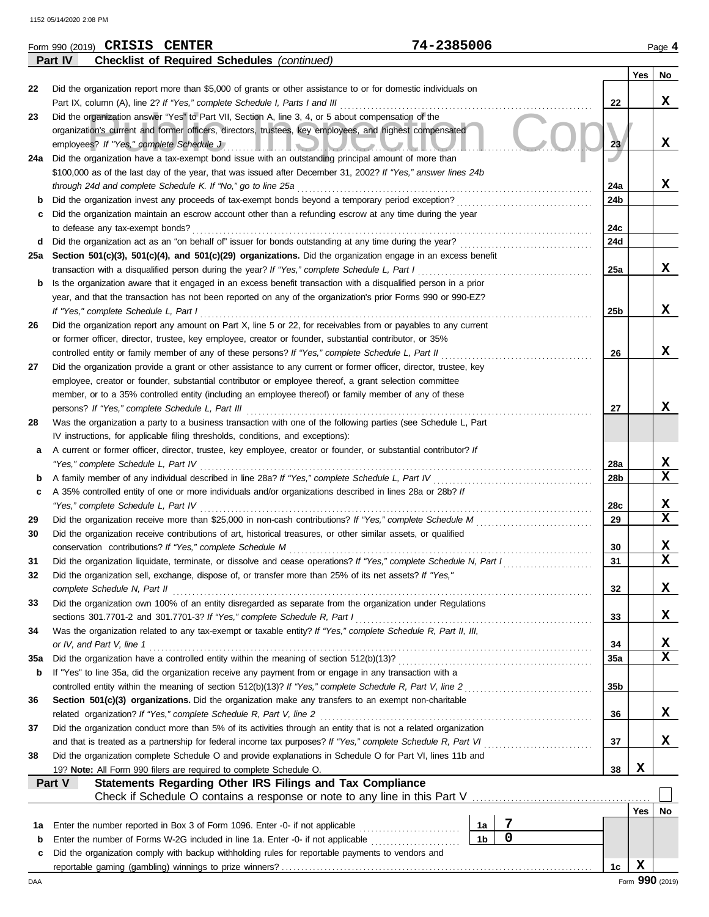Form 990 (2019) **CRISIS CENTER** **74-2385006**

**Part IV Checklist of Required Schedules** *(continued)*

| | | | Yes | No |
|---|---|---|---|---|
| 22 | Did the organization report more than $5,000 of grants or other assistance to or for domestic individuals on Part IX, column (A), line 2? *If "Yes," complete Schedule I, Parts I and III* | 22 | | X |
| 23 | Did the organization answer "Yes" to Part VII, Section A, line 3, 4, or 5 about compensation of the organization's current and former officers, directors, trustees, key employees, and highest compensated employees? *If "Yes," complete Schedule J* | 23 | | X |
| 24a | Did the organization have a tax-exempt bond issue with an outstanding principal amount of more than $100,000 as of the last day of the year, that was issued after December 31, 2002? *If "Yes," answer lines 24b through 24d and complete Schedule K. If "No," go to line 25a* | 24a | | X |
| b | Did the organization invest any proceeds of tax-exempt bonds beyond a temporary period exception? | 24b | | |
| c | Did the organization maintain an escrow account other than a refunding escrow at any time during the year to defease any tax-exempt bonds? | 24c | | |
| d | Did the organization act as an "on behalf of" issuer for bonds outstanding at any time during the year? | 24d | | |
| 25a | **Section 501(c)(3), 501(c)(4), and 501(c)(29) organizations.** Did the organization engage in an excess benefit transaction with a disqualified person during the year? *If "Yes," complete Schedule L, Part I* | 25a | | X |
| b | Is the organization aware that it engaged in an excess benefit transaction with a disqualified person in a prior year, and that the transaction has not been reported on any of the organization's prior Forms 990 or 990-EZ? *If "Yes," complete Schedule L, Part I* | 25b | | X |
| 26 | Did the organization report any amount on Part X, line 5 or 22, for receivables from or payables to any current or former officer, director, trustee, key employee, creator or founder, substantial contributor, or 35% controlled entity or family member of any of these persons? *If "Yes," complete Schedule L, Part II* | 26 | | X |
| 27 | Did the organization provide a grant or other assistance to any current or former officer, director, trustee, key employee, creator or founder, substantial contributor or employee thereof, a grant selection committee member, or to a 35% controlled entity (including an employee thereof) or family member of any of these persons? *If "Yes," complete Schedule L, Part III* | 27 | | X |
| 28 | Was the organization a party to a business transaction with one of the following parties (see Schedule L, Part IV instructions, for applicable filing thresholds, conditions, and exceptions): | | | |
| a | A current or former officer, director, trustee, key employee, creator or founder, or substantial contributor? *If "Yes," complete Schedule L, Part IV* | 28a | | X |
| b | A family member of any individual described in line 28a? *If "Yes," complete Schedule L, Part IV* | 28b | | X |
| c | A 35% controlled entity of one or more individuals and/or organizations described in lines 28a or 28b? *If "Yes," complete Schedule L, Part IV* | 28c | | X |
| 29 | Did the organization receive more than $25,000 in non-cash contributions? *If "Yes," complete Schedule M* | 29 | | X |
| 30 | Did the organization receive contributions of art, historical treasures, or other similar assets, or qualified conservation contributions? *If "Yes," complete Schedule M* | 30 | | X |
| 31 | Did the organization liquidate, terminate, or dissolve and cease operations? *If "Yes," complete Schedule N, Part I* | 31 | | X |
| 32 | Did the organization sell, exchange, dispose of, or transfer more than 25% of its net assets? *If "Yes," complete Schedule N, Part II* | 32 | | X |
| 33 | Did the organization own 100% of an entity disregarded as separate from the organization under Regulations sections 301.7701-2 and 301.7701-3? *If "Yes," complete Schedule R, Part I* | 33 | | X |
| 34 | Was the organization related to any tax-exempt or taxable entity? *If "Yes," complete Schedule R, Part II, III, or IV, and Part V, line 1* | 34 | | X |
| 35a | Did the organization have a controlled entity within the meaning of section 512(b)(13)? | 35a | | X |
| b | If "Yes" to line 35a, did the organization receive any payment from or engage in any transaction with a controlled entity within the meaning of section 512(b)(13)? *If "Yes," complete Schedule R, Part V, line 2* | 35b | | |
| 36 | **Section 501(c)(3) organizations.** Did the organization make any transfers to an exempt non-charitable related organization? *If "Yes," complete Schedule R, Part V, line 2* | 36 | | X |
| 37 | Did the organization conduct more than 5% of its activities through an entity that is not a related organization and that is treated as a partnership for federal income tax purposes? *If "Yes," complete Schedule R, Part VI* | 37 | | X |
| 38 | Did the organization complete Schedule O and provide explanations in Schedule O for Part VI, lines 11b and 19? **Note:** All Form 990 filers are required to complete Schedule O. | 38 | X | |

**Part V Statements Regarding Other IRS Filings and Tax Compliance**

Check if Schedule O contains a response or note to any line in this Part V ☐

| | | | | | Yes | No |
|---|---|---|---|---|---|---|
| 1a | Enter the number reported in Box 3 of Form 1096. Enter -0- if not applicable | 1a | 7 | | | |
| b | Enter the number of Forms W-2G included in line 1a. Enter -0- if not applicable | 1b | 0 | | | |
| c | Did the organization comply with backup withholding rules for reportable payments to vendors and reportable gaming (gambling) winnings to prize winners? | | | 1c | X | |

Form **990** (2019)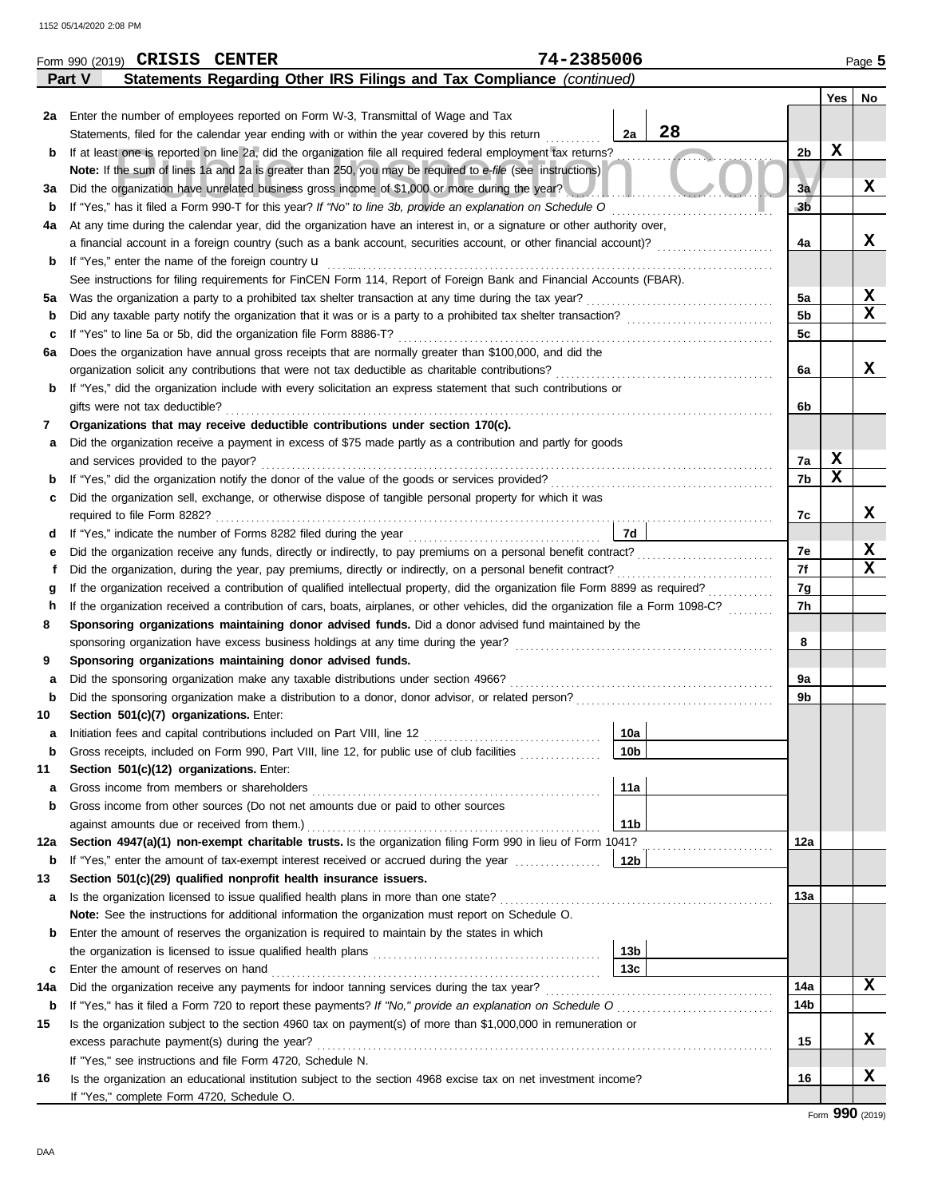Form 990 (2019) **CRISIS CENTER** 74-2385006 Page **5**

## Part V Statements Regarding Other IRS Filings and Tax Compliance *(continued)*

| | | | | Yes | No |
|---|---|---|---|---|---|
| **2a** | Enter the number of employees reported on Form W-3, Transmittal of Wage and Tax Statements, filed for the calendar year ending with or within the year covered by this return | 2a | 28 | | |
| **b** | If at least one is reported on line 2a, did the organization file all required federal employment tax returns? | | 2b | X | |
| | **Note:** If the sum of lines 1a and 2a is greater than 250, you may be required to *e-file* (see instructions) | | | | |
| **3a** | Did the organization have unrelated business gross income of $1,000 or more during the year? | | 3a | | X |
| **b** | If "Yes," has it filed a Form 990-T for this year? *If "No" to line 3b, provide an explanation on Schedule O* | | 3b | | |
| **4a** | At any time during the calendar year, did the organization have an interest in, or a signature or other authority over, a financial account in a foreign country (such as a bank account, securities account, or other financial account)? | | 4a | | X |
| **b** | If "Yes," enter the name of the foreign country u | | | | |
| | See instructions for filing requirements for FinCEN Form 114, Report of Foreign Bank and Financial Accounts (FBAR). | | | | |
| **5a** | Was the organization a party to a prohibited tax shelter transaction at any time during the tax year? | | 5a | | X |
| **b** | Did any taxable party notify the organization that it was or is a party to a prohibited tax shelter transaction? | | 5b | | X |
| **c** | If "Yes" to line 5a or 5b, did the organization file Form 8886-T? | | 5c | | |
| **6a** | Does the organization have annual gross receipts that are normally greater than $100,000, and did the organization solicit any contributions that were not tax deductible as charitable contributions? | | 6a | | X |
| **b** | If "Yes," did the organization include with every solicitation an express statement that such contributions or gifts were not tax deductible? | | 6b | | |
| **7** | **Organizations that may receive deductible contributions under section 170(c).** | | | | |
| **a** | Did the organization receive a payment in excess of $75 made partly as a contribution and partly for goods and services provided to the payor? | | 7a | X | |
| **b** | If "Yes," did the organization notify the donor of the value of the goods or services provided? | | 7b | X | |
| **c** | Did the organization sell, exchange, or otherwise dispose of tangible personal property for which it was required to file Form 8282? | | 7c | | X |
| **d** | If "Yes," indicate the number of Forms 8282 filed during the year | 7d | | | |
| **e** | Did the organization receive any funds, directly or indirectly, to pay premiums on a personal benefit contract? | | 7e | | X |
| **f** | Did the organization, during the year, pay premiums, directly or indirectly, on a personal benefit contract? | | 7f | | X |
| **g** | If the organization received a contribution of qualified intellectual property, did the organization file Form 8899 as required? | | 7g | | |
| **h** | If the organization received a contribution of cars, boats, airplanes, or other vehicles, did the organization file a Form 1098-C? | | 7h | | |
| **8** | **Sponsoring organizations maintaining donor advised funds.** Did a donor advised fund maintained by the sponsoring organization have excess business holdings at any time during the year? | | 8 | | |
| **9** | **Sponsoring organizations maintaining donor advised funds.** | | | | |
| **a** | Did the sponsoring organization make any taxable distributions under section 4966? | | 9a | | |
| **b** | Did the sponsoring organization make a distribution to a donor, donor advisor, or related person? | | 9b | | |
| **10** | **Section 501(c)(7) organizations.** Enter: | | | | |
| **a** | Initiation fees and capital contributions included on Part VIII, line 12 | 10a | | | |
| **b** | Gross receipts, included on Form 990, Part VIII, line 12, for public use of club facilities | 10b | | | |
| **11** | **Section 501(c)(12) organizations.** Enter: | | | | |
| **a** | Gross income from members or shareholders | 11a | | | |
| **b** | Gross income from other sources (Do not net amounts due or paid to other sources against amounts due or received from them.) | 11b | | | |
| **12a** | **Section 4947(a)(1) non-exempt charitable trusts.** Is the organization filing Form 990 in lieu of Form 1041? | | 12a | | |
| **b** | If "Yes," enter the amount of tax-exempt interest received or accrued during the year | 12b | | | |
| **13** | **Section 501(c)(29) qualified nonprofit health insurance issuers.** | | | | |
| **a** | Is the organization licensed to issue qualified health plans in more than one state? | | 13a | | |
| | **Note:** See the instructions for additional information the organization must report on Schedule O. | | | | |
| **b** | Enter the amount of reserves the organization is required to maintain by the states in which the organization is licensed to issue qualified health plans | 13b | | | |
| **c** | Enter the amount of reserves on hand | 13c | | | |
| **14a** | Did the organization receive any payments for indoor tanning services during the tax year? | | 14a | | X |
| **b** | If "Yes," has it filed a Form 720 to report these payments? *If "No," provide an explanation on Schedule O* | | 14b | | |
| **15** | Is the organization subject to the section 4960 tax on payment(s) of more than $1,000,000 in remuneration or excess parachute payment(s) during the year? | | 15 | | X |
| | If "Yes," see instructions and file Form 4720, Schedule N. | | | | |
| **16** | Is the organization an educational institution subject to the section 4968 excise tax on net investment income? | | 16 | | X |
| | If "Yes," complete Form 4720, Schedule O. | | | | |

Form **990** (2019)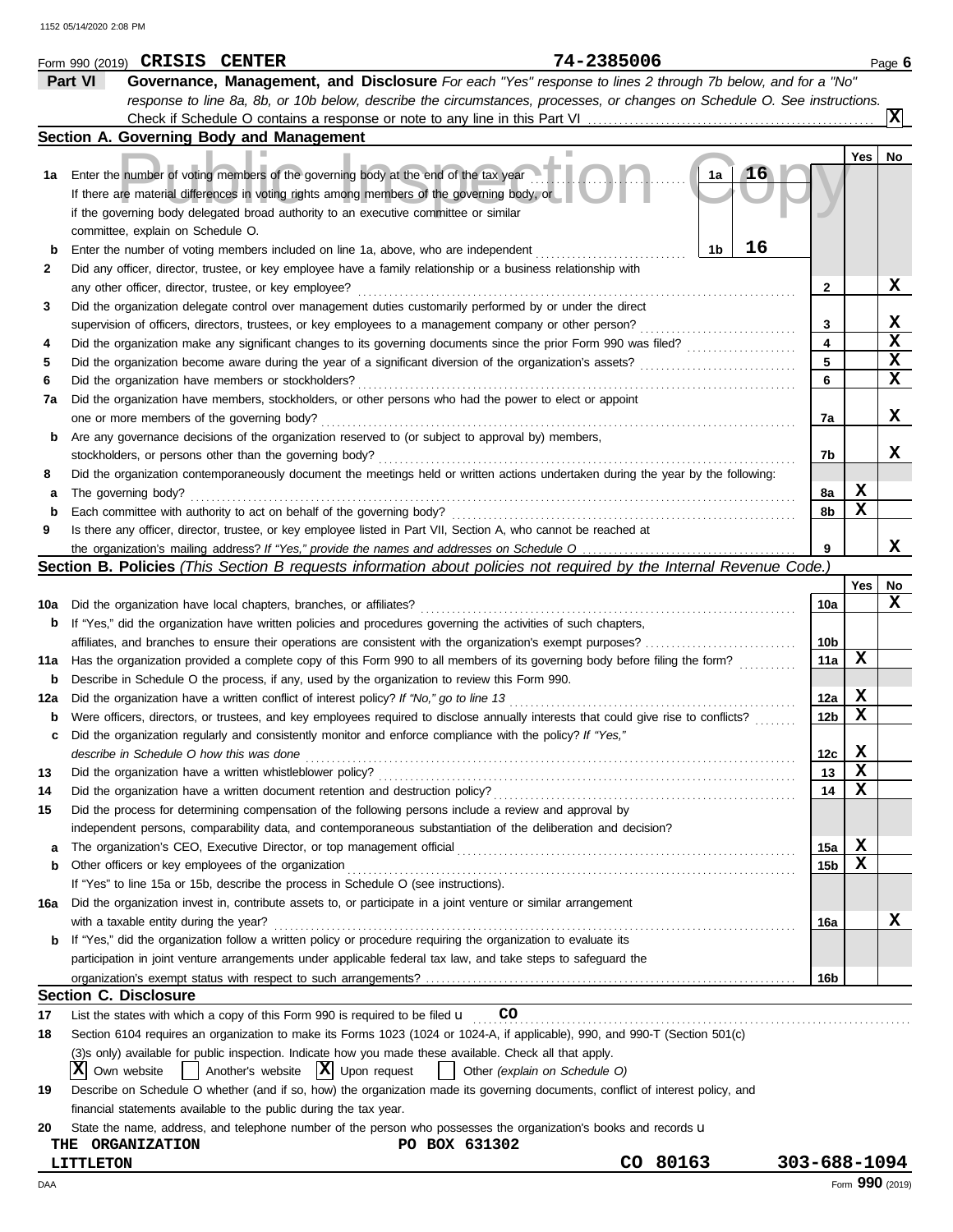Form 990 (2019) CRISIS CENTER 74-2385006 Page 6

## Part VI Governance, Management, and Disclosure

*For each "Yes" response to lines 2 through 7b below, and for a "No" response to line 8a, 8b, or 10b below, describe the circumstances, processes, or changes on Schedule O. See instructions.*

Check if Schedule O contains a response or note to any line in this Part VI ..... [X]

### Section A. Governing Body and Management

| | | | Yes | No |
|---|---|---|---|---|
| 1a | Enter the number of voting members of the governing body at the end of the tax year ..... 1a 16. If there are material differences in voting rights among members of the governing body, or if the governing body delegated broad authority to an executive committee or similar committee, explain on Schedule O. | | | |
| b | Enter the number of voting members included on line 1a, above, who are independent ..... 1b 16 | | | |
| 2 | Did any officer, director, trustee, or key employee have a family relationship or a business relationship with any other officer, director, trustee, or key employee? | 2 | | X |
| 3 | Did the organization delegate control over management duties customarily performed by or under the direct supervision of officers, directors, trustees, or key employees to a management company or other person? | 3 | | X |
| 4 | Did the organization make any significant changes to its governing documents since the prior Form 990 was filed? | 4 | | X |
| 5 | Did the organization become aware during the year of a significant diversion of the organization's assets? | 5 | | X |
| 6 | Did the organization have members or stockholders? | 6 | | X |
| 7a | Did the organization have members, stockholders, or other persons who had the power to elect or appoint one or more members of the governing body? | 7a | | X |
| b | Are any governance decisions of the organization reserved to (or subject to approval by) members, stockholders, or persons other than the governing body? | 7b | | X |
| 8 | Did the organization contemporaneously document the meetings held or written actions undertaken during the year by the following: | | | |
| a | The governing body? | 8a | X | |
| b | Each committee with authority to act on behalf of the governing body? | 8b | X | |
| 9 | Is there any officer, director, trustee, or key employee listed in Part VII, Section A, who cannot be reached at the organization's mailing address? *If "Yes," provide the names and addresses on Schedule O* | 9 | | X |

### Section B. Policies *(This Section B requests information about policies not required by the Internal Revenue Code.)*

| | | | Yes | No |
|---|---|---|---|---|
| 10a | Did the organization have local chapters, branches, or affiliates? | 10a | | X |
| b | If "Yes," did the organization have written policies and procedures governing the activities of such chapters, affiliates, and branches to ensure their operations are consistent with the organization's exempt purposes? | 10b | | |
| 11a | Has the organization provided a complete copy of this Form 990 to all members of its governing body before filing the form? | 11a | X | |
| b | Describe in Schedule O the process, if any, used by the organization to review this Form 990. | | | |
| 12a | Did the organization have a written conflict of interest policy? *If "No," go to line 13* | 12a | X | |
| b | Were officers, directors, or trustees, and key employees required to disclose annually interests that could give rise to conflicts? | 12b | X | |
| c | Did the organization regularly and consistently monitor and enforce compliance with the policy? *If "Yes," describe in Schedule O how this was done* | 12c | X | |
| 13 | Did the organization have a written whistleblower policy? | 13 | X | |
| 14 | Did the organization have a written document retention and destruction policy? | 14 | X | |
| 15 | Did the process for determining compensation of the following persons include a review and approval by independent persons, comparability data, and contemporaneous substantiation of the deliberation and decision? | | | |
| a | The organization's CEO, Executive Director, or top management official | 15a | X | |
| b | Other officers or key employees of the organization | 15b | X | |
| | If "Yes" to line 15a or 15b, describe the process in Schedule O (see instructions). | | | |
| 16a | Did the organization invest in, contribute assets to, or participate in a joint venture or similar arrangement with a taxable entity during the year? | 16a | | X |
| b | If "Yes," did the organization follow a written policy or procedure requiring the organization to evaluate its participation in joint venture arrangements under applicable federal tax law, and take steps to safeguard the organization's exempt status with respect to such arrangements? | 16b | | |

### Section C. Disclosure

17 List the states with which a copy of this Form 990 is required to be filed u CO

18 Section 6104 requires an organization to make its Forms 1023 (1024 or 1024-A, if applicable), 990, and 990-T (Section 501(c)(3)s only) available for public inspection. Indicate how you made these available. Check all that apply.

[X] Own website [ ] Another's website [X] Upon request [ ] Other *(explain on Schedule O)*

19 Describe on Schedule O whether (and if so, how) the organization made its governing documents, conflict of interest policy, and financial statements available to the public during the tax year.

20 State the name, address, and telephone number of the person who possesses the organization's books and records u

THE ORGANIZATION PO BOX 631302
LITTLETON CO 80163 303-688-1094

Form **990** (2019)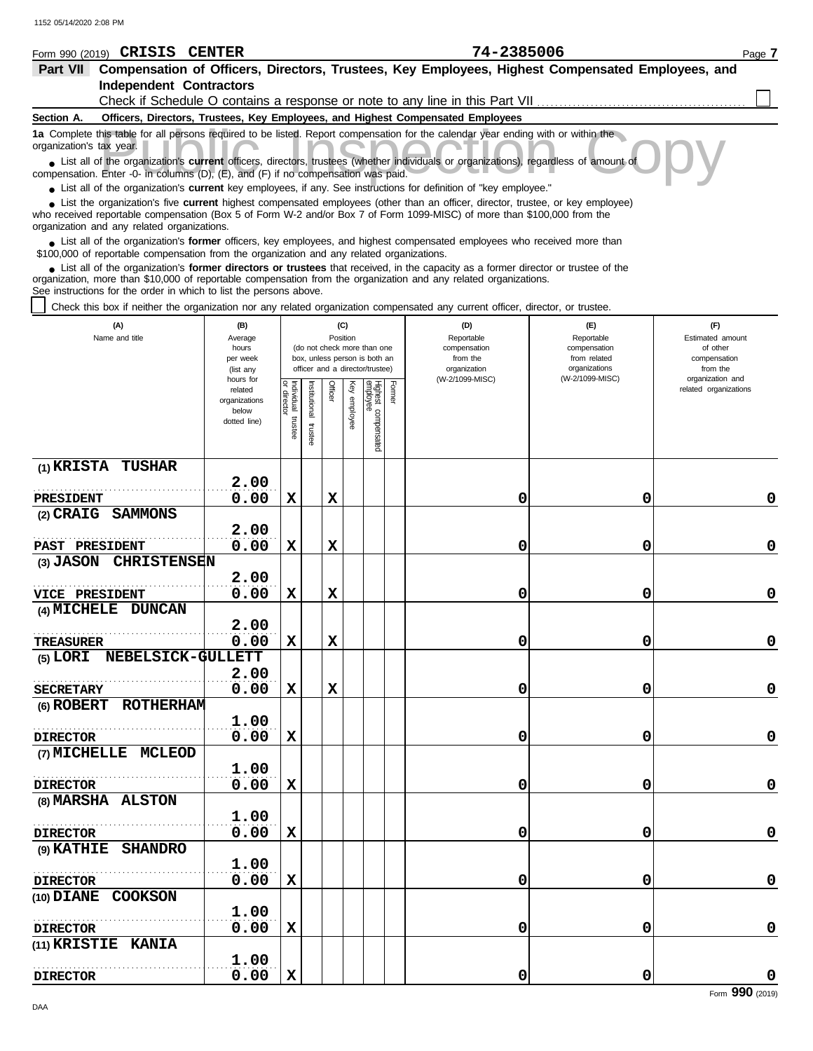Form 990 (2019) **CRISIS CENTER** **74-2385006** Page **7**

## Part VII Compensation of Officers, Directors, Trustees, Key Employees, Highest Compensated Employees, and Independent Contractors

Check if Schedule O contains a response or note to any line in this Part VII . . . . . . . . . . . . . . . . . . . . . . . . . . . . . . . ☐

### Section A. Officers, Directors, Trustees, Key Employees, and Highest Compensated Employees

**1a** Complete this table for all persons required to be listed. Report compensation for the calendar year ending with or within the organization's tax year.

- List all of the organization's **current** officers, directors, trustees (whether individuals or organizations), regardless of amount of compensation. Enter -0- in columns (D), (E), and (F) if no compensation was paid.
- List all of the organization's **current** key employees, if any. See instructions for definition of "key employee."
- List the organization's five **current** highest compensated employees (other than an officer, director, trustee, or key employee) who received reportable compensation (Box 5 of Form W-2 and/or Box 7 of Form 1099-MISC) of more than $100,000 from the organization and any related organizations.
- List all of the organization's **former** officers, key employees, and highest compensated employees who received more than $100,000 of reportable compensation from the organization and any related organizations.
- List all of the organization's **former directors or trustees** that received, in the capacity as a former director or trustee of the organization, more than $10,000 of reportable compensation from the organization and any related organizations.

See instructions for the order in which to list the persons above.

☐ Check this box if neither the organization nor any related organization compensated any current officer, director, or trustee.

| (A) Name and title | (B) Average hours per week (list any hours for related organizations below dotted line) | (C) Position (do not check more than one box, unless person is both an officer and a director/trustee): Individual trustee or director | Institutional trustee | Officer | Key employee | Highest compensated employee | Former | (D) Reportable compensation from the organization (W-2/1099-MISC) | (E) Reportable compensation from related organizations (W-2/1099-MISC) | (F) Estimated amount of other compensation from the organization and related organizations |
|---|---|---|---|---|---|---|---|---|---|---|
| (1) KRISTA TUSHAR<br>PRESIDENT | 2.00<br>0.00 | X | | X | | | | 0 | 0 | 0 |
| (2) CRAIG SAMMONS<br>PAST PRESIDENT | 2.00<br>0.00 | X | | X | | | | 0 | 0 | 0 |
| (3) JASON CHRISTENSEN<br>VICE PRESIDENT | 2.00<br>0.00 | X | | X | | | | 0 | 0 | 0 |
| (4) MICHELE DUNCAN<br>TREASURER | 2.00<br>0.00 | X | | X | | | | 0 | 0 | 0 |
| (5) LORI NEBELSICK-GULLETT<br>SECRETARY | 2.00<br>0.00 | X | | X | | | | 0 | 0 | 0 |
| (6) ROBERT ROTHERHAM<br>DIRECTOR | 1.00<br>0.00 | X | | | | | | 0 | 0 | 0 |
| (7) MICHELLE MCLEOD<br>DIRECTOR | 1.00<br>0.00 | X | | | | | | 0 | 0 | 0 |
| (8) MARSHA ALSTON<br>DIRECTOR | 1.00<br>0.00 | X | | | | | | 0 | 0 | 0 |
| (9) KATHIE SHANDRO<br>DIRECTOR | 1.00<br>0.00 | X | | | | | | 0 | 0 | 0 |
| (10) DIANE COOKSON<br>DIRECTOR | 1.00<br>0.00 | X | | | | | | 0 | 0 | 0 |
| (11) KRISTIE KANIA<br>DIRECTOR | 1.00<br>0.00 | X | | | | | | 0 | 0 | 0 |

Form **990** (2019)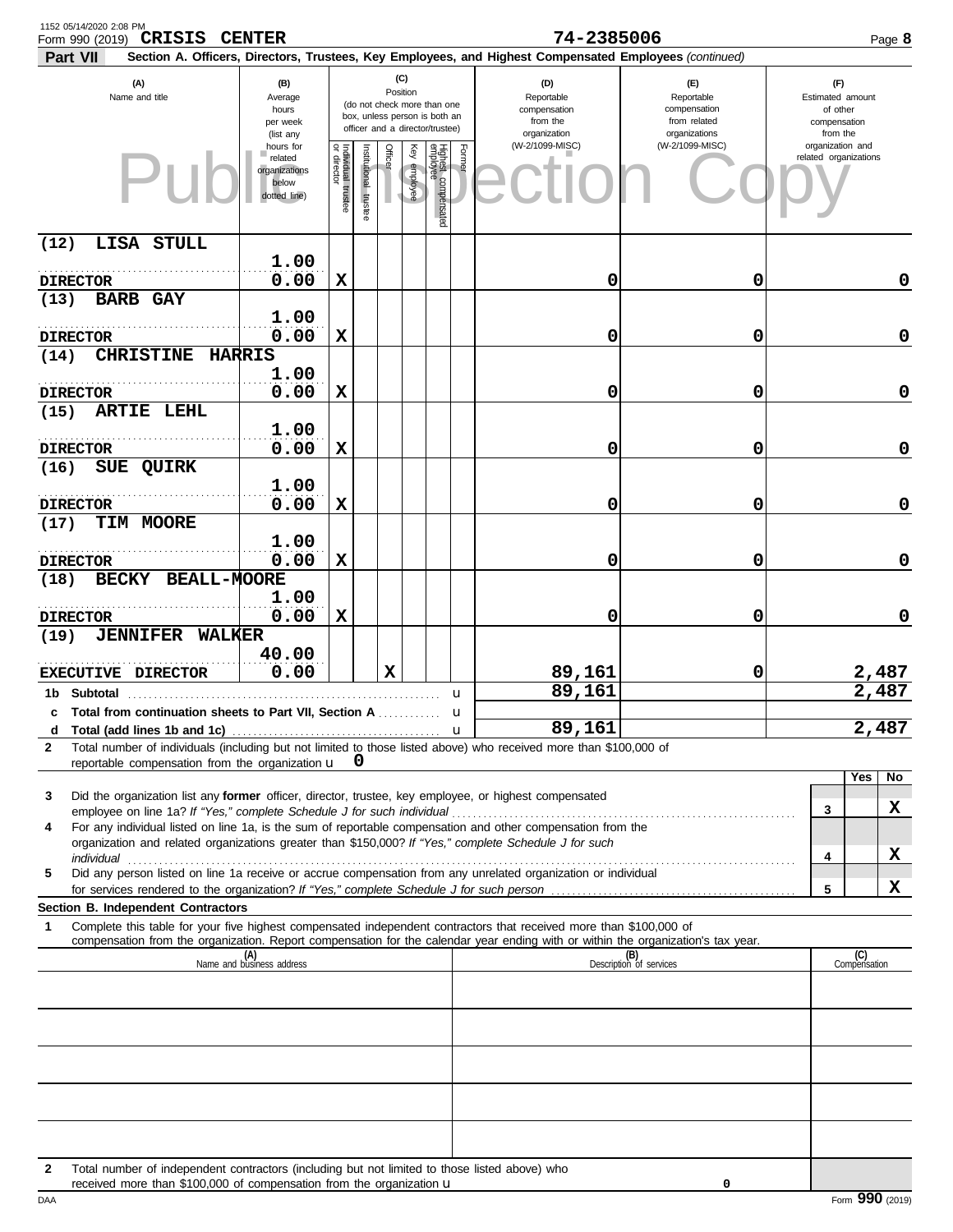1152 05/14/2020 2:08 PM

Form 990 (2019) **CRISIS CENTER** **74-2385006** Page **8**

**Part VII** **Section A. Officers, Directors, Trustees, Key Employees, and Highest Compensated Employees** *(continued)*

| (A) Name and title | (B) Average hours per week (list any hours for related organizations below dotted line) | (C) Position: Individual trustee or director | Institutional trustee | Officer | Key employee | Highest compensated employee | Former | (D) Reportable compensation from the organization (W-2/1099-MISC) | (E) Reportable compensation from related organizations (W-2/1099-MISC) | (F) Estimated amount of other compensation from the organization and related organizations |
|---|---|---|---|---|---|---|---|---|---|---|
| (12) LISA STULL<br>DIRECTOR | 1.00<br>0.00 | X | | | | | | 0 | 0 | 0 |
| (13) BARB GAY<br>DIRECTOR | 1.00<br>0.00 | X | | | | | | 0 | 0 | 0 |
| (14) CHRISTINE HARRIS<br>DIRECTOR | 1.00<br>0.00 | X | | | | | | 0 | 0 | 0 |
| (15) ARTIE LEHL<br>DIRECTOR | 1.00<br>0.00 | X | | | | | | 0 | 0 | 0 |
| (16) SUE QUIRK<br>DIRECTOR | 1.00<br>0.00 | X | | | | | | 0 | 0 | 0 |
| (17) TIM MOORE<br>DIRECTOR | 1.00<br>0.00 | X | | | | | | 0 | 0 | 0 |
| (18) BECKY BEALL-MOORE<br>DIRECTOR | 1.00<br>0.00 | X | | | | | | 0 | 0 | 0 |
| (19) JENNIFER WALKER<br>EXECUTIVE DIRECTOR | 40.00<br>0.00 | | | X | | | | 89,161 | 0 | 2,487 |
| **1b Subtotal** | | | | | | | | 89,161 | | 2,487 |
| **c Total from continuation sheets to Part VII, Section A** | | | | | | | | | | |
| **d Total (add lines 1b and 1c)** | | | | | | | | 89,161 | | 2,487 |

**2** Total number of individuals (including but not limited to those listed above) who received more than $100,000 of reportable compensation from the organization u **0**

| | | | Yes | No |
|---|---|---|---|---|
| **3** | Did the organization list any **former** officer, director, trustee, key employee, or highest compensated employee on line 1a? *If "Yes," complete Schedule J for such individual* | 3 | | X |
| **4** | For any individual listed on line 1a, is the sum of reportable compensation and other compensation from the organization and related organizations greater than $150,000? *If "Yes," complete Schedule J for such individual* | 4 | | X |
| **5** | Did any person listed on line 1a receive or accrue compensation from any unrelated organization or individual for services rendered to the organization? *If "Yes," complete Schedule J for such person* | 5 | | X |

**Section B. Independent Contractors**

**1** Complete this table for your five highest compensated independent contractors that received more than $100,000 of compensation from the organization. Report compensation for the calendar year ending with or within the organization's tax year.

| (A) Name and business address | (B) Description of services | (C) Compensation |
|---|---|---|
| | | |
| | | |
| | | |
| | | |
| | | |

**2** Total number of independent contractors (including but not limited to those listed above) who received more than $100,000 of compensation from the organization u **0**

DAA Form **990** (2019)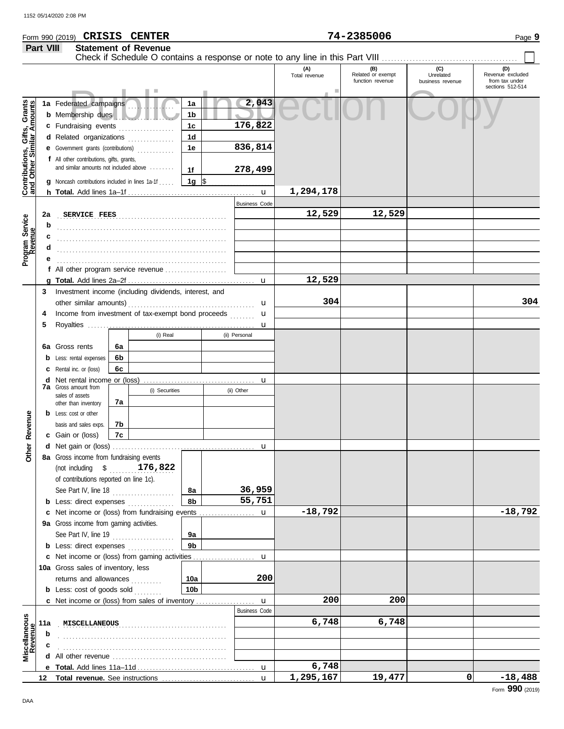Form 990 (2019) **CRISIS CENTER** **74-2385006** Page 9

## Part VIII Statement of Revenue

Check if Schedule O contains a response or note to any line in this Part VIII ☐

| | | | | (A) Total revenue | (B) Related or exempt function revenue | (C) Unrelated business revenue | (D) Revenue excluded from tax under sections 512-514 |
|---|---|---|---|---|---|---|---|
| **Contributions, Gifts, Grants and Other Similar Amounts** | 1a Federated campaigns | 1a | 2,043 | | | | |
| | b Membership dues | 1b | | | | | |
| | c Fundraising events | 1c | 176,822 | | | | |
| | d Related organizations | 1d | | | | | |
| | e Government grants (contributions) | 1e | 836,814 | | | | |
| | f All other contributions, gifts, grants, and similar amounts not included above | 1f | 278,499 | | | | |
| | g Noncash contributions included in lines 1a-1f | 1g | $ | | | | |
| | h **Total.** Add lines 1a–1f | | | 1,294,178 | | | |
| **Program Service Revenue** | | | Business Code | | | | |
| | 2a SERVICE FEES | | | 12,529 | 12,529 | | |
| | b | | | | | | |
| | c | | | | | | |
| | d | | | | | | |
| | e | | | | | | |
| | f All other program service revenue | | | | | | |
| | g **Total.** Add lines 2a–2f | | | 12,529 | | | |
| **Other Revenue** | 3 Investment income (including dividends, interest, and other similar amounts) | | | 304 | | | 304 |
| | 4 Income from investment of tax-exempt bond proceeds | | | | | | |
| | 5 Royalties | | | | | | |
| | | (i) Real | (ii) Personal | | | | |
| | 6a Gross rents — 6a | | | | | | |
| | b Less: rental expenses — 6b | | | | | | |
| | c Rental inc. or (loss) — 6c | | | | | | |
| | d Net rental income or (loss) | | | | | | |
| | | (i) Securities | (ii) Other | | | | |
| | 7a Gross amount from sales of assets other than inventory — 7a | | | | | | |
| | b Less: cost or other basis and sales exps. — 7b | | | | | | |
| | c Gain or (loss) — 7c | | | | | | |
| | d Net gain or (loss) | | | | | | |
| | 8a Gross income from fundraising events (not including $ 176,822 of contributions reported on line 1c). See Part IV, line 18 | 8a | 36,959 | | | | |
| | b Less: direct expenses | 8b | 55,751 | | | | |
| | c Net income or (loss) from fundraising events | | | -18,792 | | | -18,792 |
| | 9a Gross income from gaming activities. See Part IV, line 19 | 9a | | | | | |
| | b Less: direct expenses | 9b | | | | | |
| | c Net income or (loss) from gaming activities | | | | | | |
| | 10a Gross sales of inventory, less returns and allowances | 10a | 200 | | | | |
| | b Less: cost of goods sold | 10b | | | | | |
| | c Net income or (loss) from sales of inventory | | | 200 | 200 | | |
| **Miscellaneous Revenue** | | | Business Code | | | | |
| | 11a MISCELLANEOUS | | | 6,748 | 6,748 | | |
| | b | | | | | | |
| | c | | | | | | |
| | d All other revenue | | | | | | |
| | e **Total.** Add lines 11a–11d | | | 6,748 | | | |
| | 12 **Total revenue.** See instructions | | | 1,295,167 | 19,477 | 0 | -18,488 |

Form **990** (2019)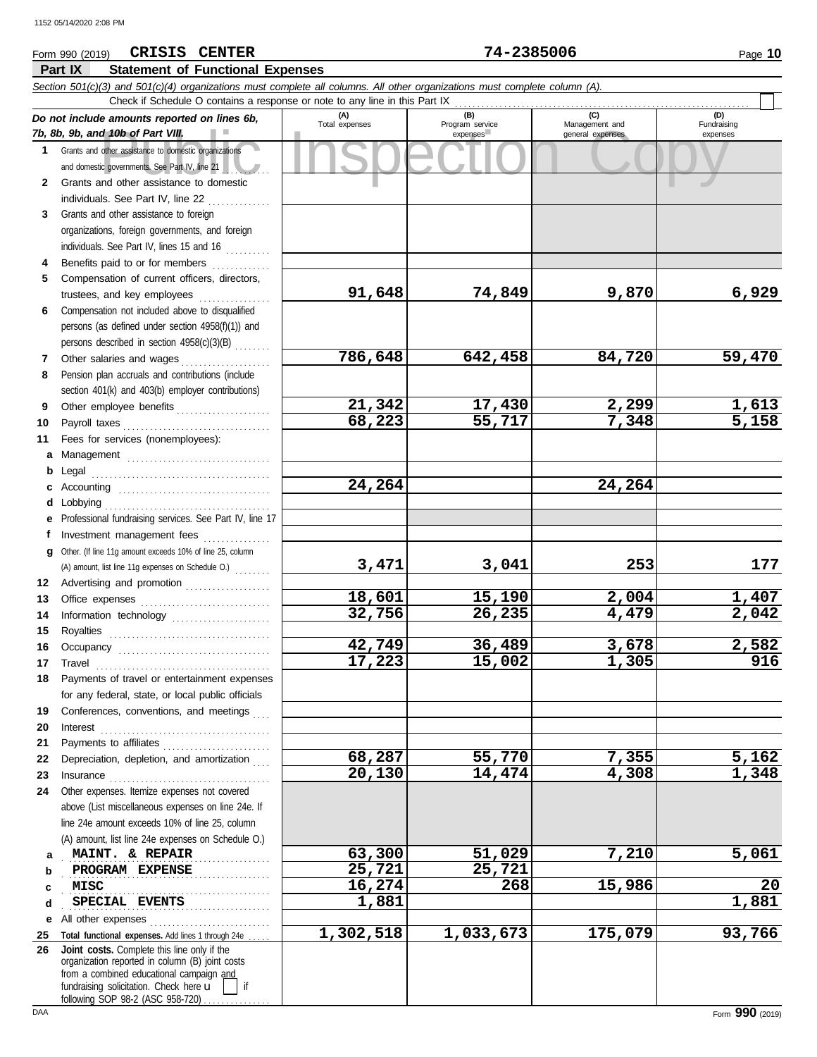Form 990 (2019) **CRISIS CENTER** **74-2385006**

## Part IX Statement of Functional Expenses

*Section 501(c)(3) and 501(c)(4) organizations must complete all columns. All other organizations must complete column (A).*

Check if Schedule O contains a response or note to any line in this Part IX

| *Do not include amounts reported on lines 6b, 7b, 8b, 9b, and 10b of Part VIII.* | (A) Total expenses | (B) Program service expenses | (C) Management and general expenses | (D) Fundraising expenses |
|---|---|---|---|---|
| **1** Grants and other assistance to domestic organizations and domestic governments. See Part IV, line 21 | | | | |
| **2** Grants and other assistance to domestic individuals. See Part IV, line 22 | | | | |
| **3** Grants and other assistance to foreign organizations, foreign governments, and foreign individuals. See Part IV, lines 15 and 16 | | | | |
| **4** Benefits paid to or for members | | | | |
| **5** Compensation of current officers, directors, trustees, and key employees | 91,648 | 74,849 | 9,870 | 6,929 |
| **6** Compensation not included above to disqualified persons (as defined under section 4958(f)(1)) and persons described in section 4958(c)(3)(B) | | | | |
| **7** Other salaries and wages | 786,648 | 642,458 | 84,720 | 59,470 |
| **8** Pension plan accruals and contributions (include section 401(k) and 403(b) employer contributions) | | | | |
| **9** Other employee benefits | 21,342 | 17,430 | 2,299 | 1,613 |
| **10** Payroll taxes | 68,223 | 55,717 | 7,348 | 5,158 |
| **11** Fees for services (nonemployees): | | | | |
| **a** Management | | | | |
| **b** Legal | | | | |
| **c** Accounting | 24,264 | | 24,264 | |
| **d** Lobbying | | | | |
| **e** Professional fundraising services. See Part IV, line 17 | | | | |
| **f** Investment management fees | | | | |
| **g** Other. (If line 11g amount exceeds 10% of line 25, column (A) amount, list line 11g expenses on Schedule O.) | 3,471 | 3,041 | 253 | 177 |
| **12** Advertising and promotion | | | | |
| **13** Office expenses | 18,601 | 15,190 | 2,004 | 1,407 |
| **14** Information technology | 32,756 | 26,235 | 4,479 | 2,042 |
| **15** Royalties | | | | |
| **16** Occupancy | 42,749 | 36,489 | 3,678 | 2,582 |
| **17** Travel | 17,223 | 15,002 | 1,305 | 916 |
| **18** Payments of travel or entertainment expenses for any federal, state, or local public officials | | | | |
| **19** Conferences, conventions, and meetings | | | | |
| **20** Interest | | | | |
| **21** Payments to affiliates | | | | |
| **22** Depreciation, depletion, and amortization | 68,287 | 55,770 | 7,355 | 5,162 |
| **23** Insurance | 20,130 | 14,474 | 4,308 | 1,348 |
| **24** Other expenses. Itemize expenses not covered above (List miscellaneous expenses on line 24e. If line 24e amount exceeds 10% of line 25, column (A) amount, list line 24e expenses on Schedule O.) | | | | |
| **a** MAINT. & REPAIR | 63,300 | 51,029 | 7,210 | 5,061 |
| **b** PROGRAM EXPENSE | 25,721 | 25,721 | | |
| **c** MISC | 16,274 | 268 | 15,986 | 20 |
| **d** SPECIAL EVENTS | 1,881 | | | 1,881 |
| **e** All other expenses | | | | |
| **25** **Total functional expenses.** Add lines 1 through 24e | 1,302,518 | 1,033,673 | 175,079 | 93,766 |
| **26** **Joint costs.** Complete this line only if the organization reported in column (B) joint costs from a combined educational campaign and fundraising solicitation. Check here ☐ if following SOP 98-2 (ASC 958-720) | | | | |

Form **990** (2019)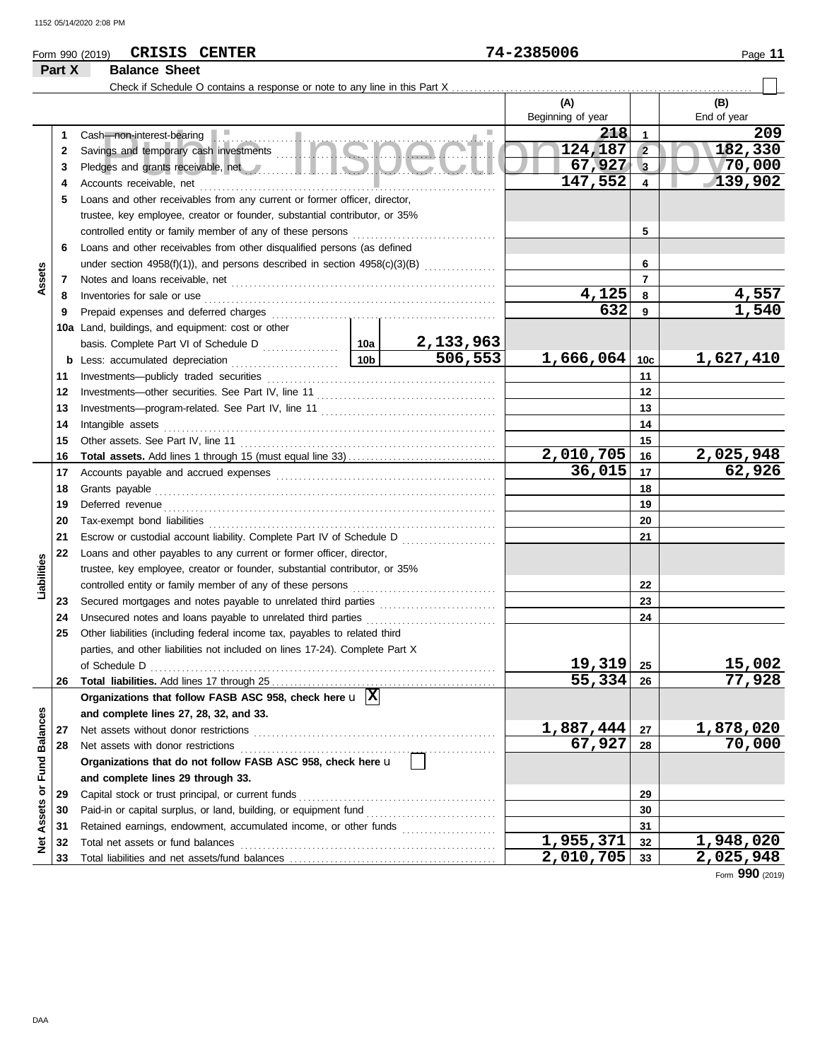Form 990 (2019) **CRISIS CENTER** **74-2385006** Page **11**

## Part X Balance Sheet

Check if Schedule O contains a response or note to any line in this Part X ☐

| | | | | | (A) Beginning of year | | (B) End of year |
|---|---|---|---|---|---|---|---|
| **Assets** | 1 | Cash—non-interest-bearing | | | 218 | 1 | 209 |
| | 2 | Savings and temporary cash investments | | | 124,187 | 2 | 182,330 |
| | 3 | Pledges and grants receivable, net | | | 67,927 | 3 | 70,000 |
| | 4 | Accounts receivable, net | | | 147,552 | 4 | 139,902 |
| | 5 | Loans and other receivables from any current or former officer, director, trustee, key employee, creator or founder, substantial contributor, or 35% controlled entity or family member of any of these persons | | | | 5 | |
| | 6 | Loans and other receivables from other disqualified persons (as defined under section 4958(f)(1)), and persons described in section 4958(c)(3)(B) | | | | 6 | |
| | 7 | Notes and loans receivable, net | | | | 7 | |
| | 8 | Inventories for sale or use | | | 4,125 | 8 | 4,557 |
| | 9 | Prepaid expenses and deferred charges | | | 632 | 9 | 1,540 |
| | 10a | Land, buildings, and equipment: cost or other basis. Complete Part VI of Schedule D | 10a | 2,133,963 | | | |
| | b | Less: accumulated depreciation | 10b | 506,553 | 1,666,064 | 10c | 1,627,410 |
| | 11 | Investments—publicly traded securities | | | | 11 | |
| | 12 | Investments—other securities. See Part IV, line 11 | | | | 12 | |
| | 13 | Investments—program-related. See Part IV, line 11 | | | | 13 | |
| | 14 | Intangible assets | | | | 14 | |
| | 15 | Other assets. See Part IV, line 11 | | | | 15 | |
| | 16 | **Total assets.** Add lines 1 through 15 (must equal line 33) | | | 2,010,705 | 16 | 2,025,948 |
| **Liabilities** | 17 | Accounts payable and accrued expenses | | | 36,015 | 17 | 62,926 |
| | 18 | Grants payable | | | | 18 | |
| | 19 | Deferred revenue | | | | 19 | |
| | 20 | Tax-exempt bond liabilities | | | | 20 | |
| | 21 | Escrow or custodial account liability. Complete Part IV of Schedule D | | | | 21 | |
| | 22 | Loans and other payables to any current or former officer, director, trustee, key employee, creator or founder, substantial contributor, or 35% controlled entity or family member of any of these persons | | | | 22 | |
| | 23 | Secured mortgages and notes payable to unrelated third parties | | | | 23 | |
| | 24 | Unsecured notes and loans payable to unrelated third parties | | | | 24 | |
| | 25 | Other liabilities (including federal income tax, payables to related third parties, and other liabilities not included on lines 17-24). Complete Part X of Schedule D | | | 19,319 | 25 | 15,002 |
| | 26 | **Total liabilities.** Add lines 17 through 25 | | | 55,334 | 26 | 77,928 |
| **Net Assets or Fund Balances** | | **Organizations that follow FASB ASC 958, check here** u ☒ **and complete lines 27, 28, 32, and 33.** | | | | | |
| | 27 | Net assets without donor restrictions | | | 1,887,444 | 27 | 1,878,020 |
| | 28 | Net assets with donor restrictions | | | 67,927 | 28 | 70,000 |
| | | **Organizations that do not follow FASB ASC 958, check here** u ☐ **and complete lines 29 through 33.** | | | | | |
| | 29 | Capital stock or trust principal, or current funds | | | | 29 | |
| | 30 | Paid-in or capital surplus, or land, building, or equipment fund | | | | 30 | |
| | 31 | Retained earnings, endowment, accumulated income, or other funds | | | | 31 | |
| | 32 | Total net assets or fund balances | | | 1,955,371 | 32 | 1,948,020 |
| | 33 | Total liabilities and net assets/fund balances | | | 2,010,705 | 33 | 2,025,948 |

Form **990** (2019)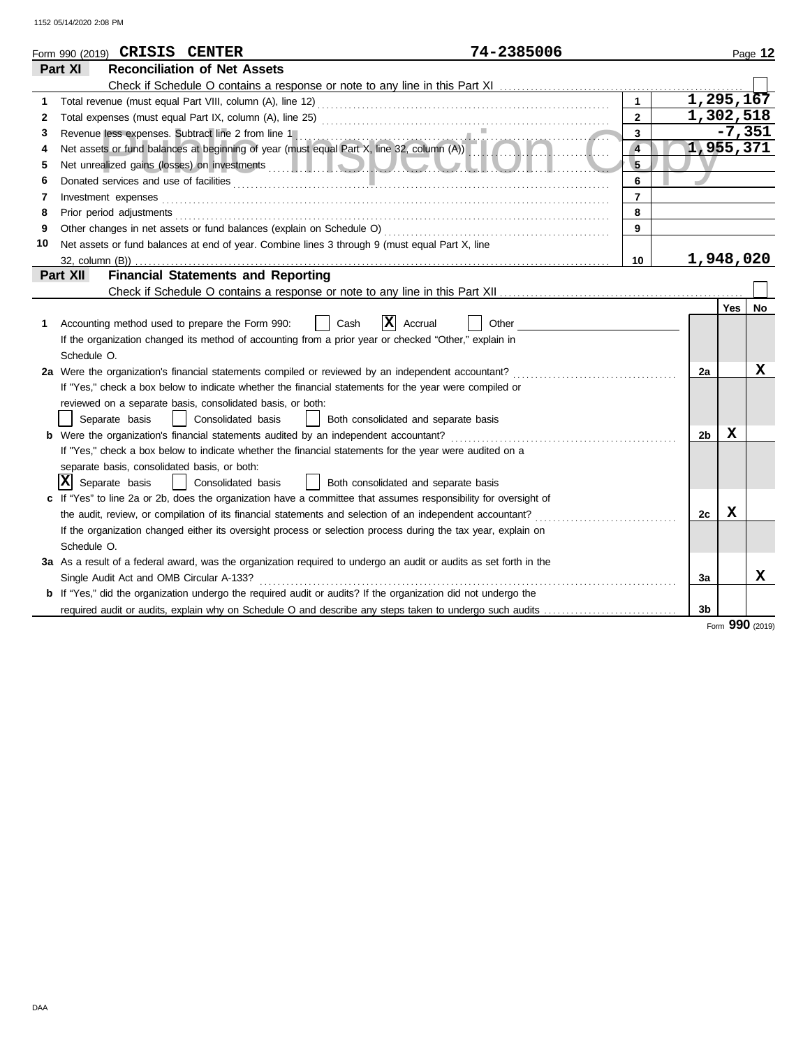Form 990 (2019) **CRISIS CENTER** **74-2385006**

## Part XI Reconciliation of Net Assets

Check if Schedule O contains a response or note to any line in this Part XI ☐

| | | | |
|---|---|---|---|
| 1 | Total revenue (must equal Part VIII, column (A), line 12) | 1 | 1,295,167 |
| 2 | Total expenses (must equal Part IX, column (A), line 25) | 2 | 1,302,518 |
| 3 | Revenue less expenses. Subtract line 2 from line 1 | 3 | -7,351 |
| 4 | Net assets or fund balances at beginning of year (must equal Part X, line 32, column (A)) | 4 | 1,955,371 |
| 5 | Net unrealized gains (losses) on investments | 5 | |
| 6 | Donated services and use of facilities | 6 | |
| 7 | Investment expenses | 7 | |
| 8 | Prior period adjustments | 8 | |
| 9 | Other changes in net assets or fund balances (explain on Schedule O) | 9 | |
| 10 | Net assets or fund balances at end of year. Combine lines 3 through 9 (must equal Part X, line 32, column (B)) | 10 | 1,948,020 |

## Part XII Financial Statements and Reporting

Check if Schedule O contains a response or note to any line in this Part XII ☐

| | | | Yes | No |
|---|---|---|---|---|
| 1 | Accounting method used to prepare the Form 990: ☐ Cash ☒ Accrual ☐ Other<br>If the organization changed its method of accounting from a prior year or checked "Other," explain in Schedule O. | | | |
| 2a | Were the organization's financial statements compiled or reviewed by an independent accountant?<br>If "Yes," check a box below to indicate whether the financial statements for the year were compiled or reviewed on a separate basis, consolidated basis, or both:<br>☐ Separate basis ☐ Consolidated basis ☐ Both consolidated and separate basis | 2a | | X |
| b | Were the organization's financial statements audited by an independent accountant?<br>If "Yes," check a box below to indicate whether the financial statements for the year were audited on a separate basis, consolidated basis, or both:<br>☒ Separate basis ☐ Consolidated basis ☐ Both consolidated and separate basis | 2b | X | |
| c | If "Yes" to line 2a or 2b, does the organization have a committee that assumes responsibility for oversight of the audit, review, or compilation of its financial statements and selection of an independent accountant?<br>If the organization changed either its oversight process or selection process during the tax year, explain on Schedule O. | 2c | X | |
| 3a | As a result of a federal award, was the organization required to undergo an audit or audits as set forth in the Single Audit Act and OMB Circular A-133? | 3a | | X |
| b | If "Yes," did the organization undergo the required audit or audits? If the organization did not undergo the required audit or audits, explain why on Schedule O and describe any steps taken to undergo such audits | 3b | | |

Form **990** (2019)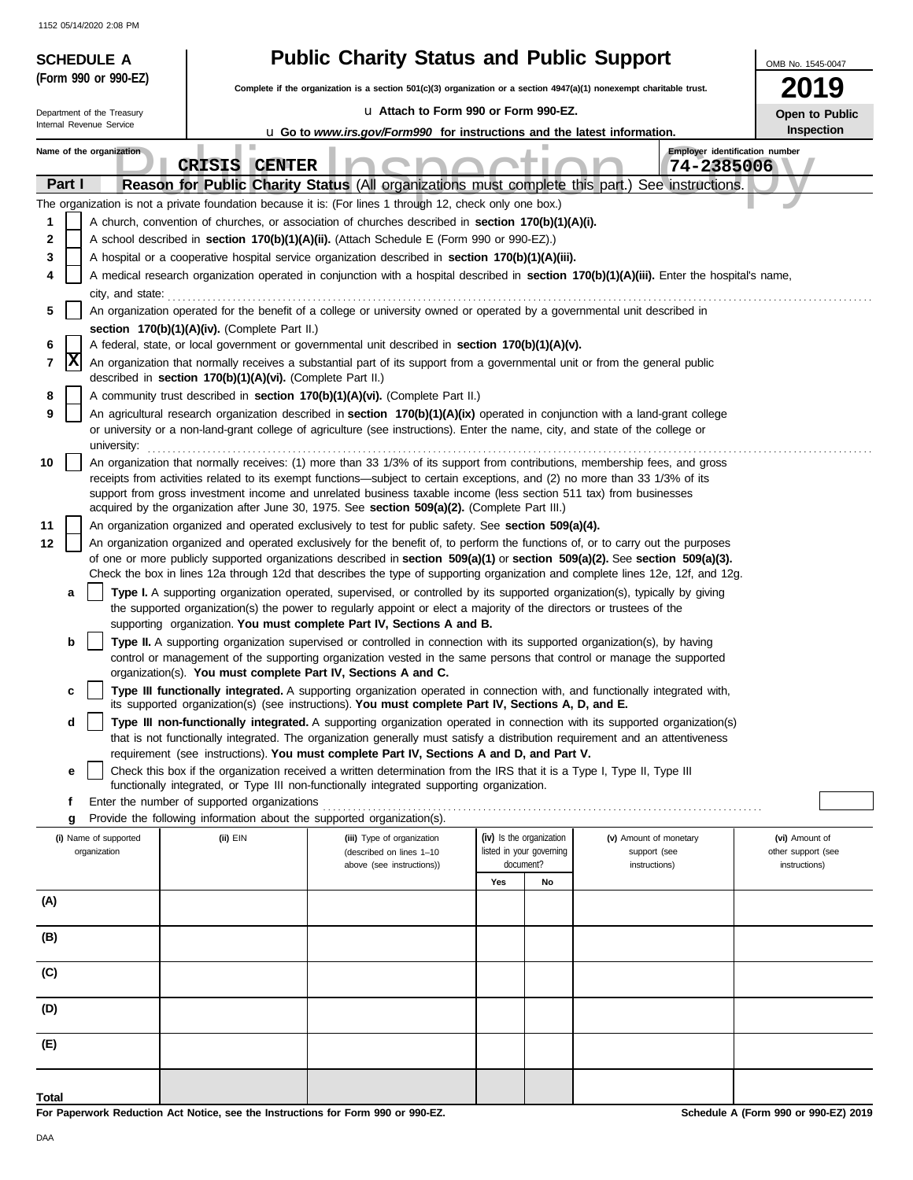**SCHEDULE A (Form 990 or 990-EZ)**

Department of the Treasury
Internal Revenue Service

# Public Charity Status and Public Support

**Complete if the organization is a section 501(c)(3) organization or a section 4947(a)(1) nonexempt charitable trust.**

u **Attach to Form 990 or Form 990-EZ.**

u **Go to *www.irs.gov/Form990* for instructions and the latest information.**

OMB No. 1545-0047

**2019**

**Open to Public Inspection**

**Name of the organization:** CRISIS CENTER

**Employer identification number:** 74-2385006

## Part I Reason for Public Charity Status (All organizations must complete this part.) See instructions.

The organization is not a private foundation because it is: (For lines 1 through 12, check only one box.)

1 [ ] A church, convention of churches, or association of churches described in **section 170(b)(1)(A)(i).**

2 [ ] A school described in **section 170(b)(1)(A)(ii).** (Attach Schedule E (Form 990 or 990-EZ).)

3 [ ] A hospital or a cooperative hospital service organization described in **section 170(b)(1)(A)(iii).**

4 [ ] A medical research organization operated in conjunction with a hospital described in **section 170(b)(1)(A)(iii).** Enter the hospital's name, city, and state:

5 [ ] An organization operated for the benefit of a college or university owned or operated by a governmental unit described in **section 170(b)(1)(A)(iv).** (Complete Part II.)

6 [ ] A federal, state, or local government or governmental unit described in **section 170(b)(1)(A)(v).**

7 [X] An organization that normally receives a substantial part of its support from a governmental unit or from the general public described in **section 170(b)(1)(A)(vi).** (Complete Part II.)

8 [ ] A community trust described in **section 170(b)(1)(A)(vi).** (Complete Part II.)

9 [ ] An agricultural research organization described in **section 170(b)(1)(A)(ix)** operated in conjunction with a land-grant college or university or a non-land-grant college of agriculture (see instructions). Enter the name, city, and state of the college or university:

10 [ ] An organization that normally receives: (1) more than 33 1/3% of its support from contributions, membership fees, and gross receipts from activities related to its exempt functions—subject to certain exceptions, and (2) no more than 33 1/3% of its support from gross investment income and unrelated business taxable income (less section 511 tax) from businesses acquired by the organization after June 30, 1975. See **section 509(a)(2).** (Complete Part III.)

11 [ ] An organization organized and operated exclusively to test for public safety. See **section 509(a)(4).**

12 [ ] An organization organized and operated exclusively for the benefit of, to perform the functions of, or to carry out the purposes of one or more publicly supported organizations described in **section 509(a)(1)** or **section 509(a)(2).** See **section 509(a)(3).** Check the box in lines 12a through 12d that describes the type of supporting organization and complete lines 12e, 12f, and 12g.

**a** [ ] **Type I.** A supporting organization operated, supervised, or controlled by its supported organization(s), typically by giving the supported organization(s) the power to regularly appoint or elect a majority of the directors or trustees of the supporting organization. **You must complete Part IV, Sections A and B.**

**b** [ ] **Type II.** A supporting organization supervised or controlled in connection with its supported organization(s), by having control or management of the supporting organization vested in the same persons that control or manage the supported organization(s). **You must complete Part IV, Sections A and C.**

**c** [ ] **Type III functionally integrated.** A supporting organization operated in connection with, and functionally integrated with, its supported organization(s) (see instructions). **You must complete Part IV, Sections A, D, and E.**

**d** [ ] **Type III non-functionally integrated.** A supporting organization operated in connection with its supported organization(s) that is not functionally integrated. The organization generally must satisfy a distribution requirement and an attentiveness requirement (see instructions). **You must complete Part IV, Sections A and D, and Part V.**

**e** [ ] Check this box if the organization received a written determination from the IRS that it is a Type I, Type II, Type III functionally integrated, or Type III non-functionally integrated supporting organization.

**f** Enter the number of supported organizations

**g** Provide the following information about the supported organization(s).

| (i) Name of supported organization | (ii) EIN | (iii) Type of organization (described on lines 1–10 above (see instructions)) | (iv) Is the organization listed in your governing document? | | (v) Amount of monetary support (see instructions) | (vi) Amount of other support (see instructions) |
|---|---|---|---|---|---|---|
| | | | Yes | No | | |
| (A) | | | | | | |
| (B) | | | | | | |
| (C) | | | | | | |
| (D) | | | | | | |
| (E) | | | | | | |
| Total | | | | | | |

**For Paperwork Reduction Act Notice, see the Instructions for Form 990 or 990-EZ.**

**Schedule A (Form 990 or 990-EZ) 2019**

DAA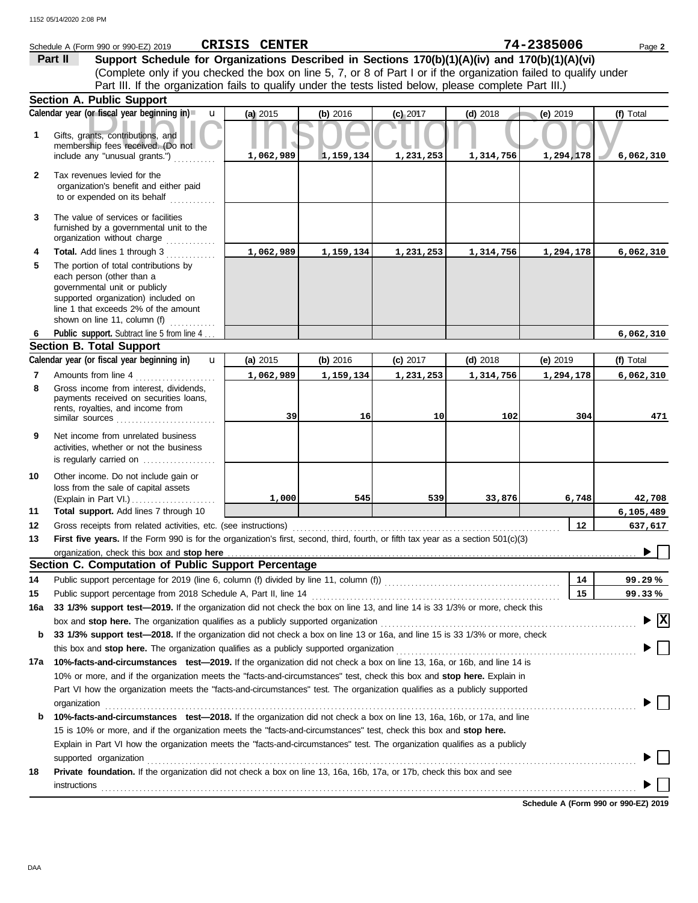Schedule A (Form 990 or 990-EZ) 2019 **CRISIS CENTER** **74-2385006** Page **2**

**Part II** **Support Schedule for Organizations Described in Sections 170(b)(1)(A)(iv) and 170(b)(1)(A)(vi)**
(Complete only if you checked the box on line 5, 7, or 8 of Part I or if the organization failed to qualify under Part III. If the organization fails to qualify under the tests listed below, please complete Part III.)

## Section A. Public Support

| | Calendar year (or fiscal year beginning in) | (a) 2015 | (b) 2016 | (c) 2017 | (d) 2018 | (e) 2019 | (f) Total |
|---|---|---|---|---|---|---|---|
| 1 | Gifts, grants, contributions, and membership fees received. (Do not include any "unusual grants.") | 1,062,989 | 1,159,134 | 1,231,253 | 1,314,756 | 1,294,178 | 6,062,310 |
| 2 | Tax revenues levied for the organization's benefit and either paid to or expended on its behalf | | | | | | |
| 3 | The value of services or facilities furnished by a governmental unit to the organization without charge | | | | | | |
| 4 | **Total.** Add lines 1 through 3 | 1,062,989 | 1,159,134 | 1,231,253 | 1,314,756 | 1,294,178 | 6,062,310 |
| 5 | The portion of total contributions by each person (other than a governmental unit or publicly supported organization) included on line 1 that exceeds 2% of the amount shown on line 11, column (f) | | | | | | |
| 6 | **Public support.** Subtract line 5 from line 4 | | | | | | 6,062,310 |

## Section B. Total Support

| | Calendar year (or fiscal year beginning in) | (a) 2015 | (b) 2016 | (c) 2017 | (d) 2018 | (e) 2019 | (f) Total |
|---|---|---|---|---|---|---|---|
| 7 | Amounts from line 4 | 1,062,989 | 1,159,134 | 1,231,253 | 1,314,756 | 1,294,178 | 6,062,310 |
| 8 | Gross income from interest, dividends, payments received on securities loans, rents, royalties, and income from similar sources | 39 | 16 | 10 | 102 | 304 | 471 |
| 9 | Net income from unrelated business activities, whether or not the business is regularly carried on | | | | | | |
| 10 | Other income. Do not include gain or loss from the sale of capital assets (Explain in Part VI.) | 1,000 | 545 | 539 | 33,876 | 6,748 | 42,708 |
| 11 | **Total support.** Add lines 7 through 10 | | | | | | 6,105,489 |
| 12 | Gross receipts from related activities, etc. (see instructions) | | | | | 12 | 637,617 |

**13** **First five years.** If the Form 990 is for the organization's first, second, third, fourth, or fifth tax year as a section 501(c)(3) organization, check this box and **stop here** ☐

## Section C. Computation of Public Support Percentage

| | | | |
|---|---|---|---|
| 14 | Public support percentage for 2019 (line 6, column (f) divided by line 11, column (f)) | 14 | 99.29 % |
| 15 | Public support percentage from 2018 Schedule A, Part II, line 14 | 15 | 99.33 % |

**16a** **33 1/3% support test—2019.** If the organization did not check the box on line 13, and line 14 is 33 1/3% or more, check this box and **stop here.** The organization qualifies as a publicly supported organization ☒

**b** **33 1/3% support test—2018.** If the organization did not check a box on line 13 or 16a, and line 15 is 33 1/3% or more, check this box and **stop here.** The organization qualifies as a publicly supported organization ☐

**17a** **10%-facts-and-circumstances test—2019.** If the organization did not check a box on line 13, 16a, or 16b, and line 14 is 10% or more, and if the organization meets the "facts-and-circumstances" test, check this box and **stop here.** Explain in Part VI how the organization meets the "facts-and-circumstances" test. The organization qualifies as a publicly supported organization ☐

**b** **10%-facts-and-circumstances test—2018.** If the organization did not check a box on line 13, 16a, 16b, or 17a, and line 15 is 10% or more, and if the organization meets the "facts-and-circumstances" test, check this box and **stop here.** Explain in Part VI how the organization meets the "facts-and-circumstances" test. The organization qualifies as a publicly supported organization ☐

**18** **Private foundation.** If the organization did not check a box on line 13, 16a, 16b, 17a, or 17b, check this box and see instructions ☐

**Schedule A (Form 990 or 990-EZ) 2019**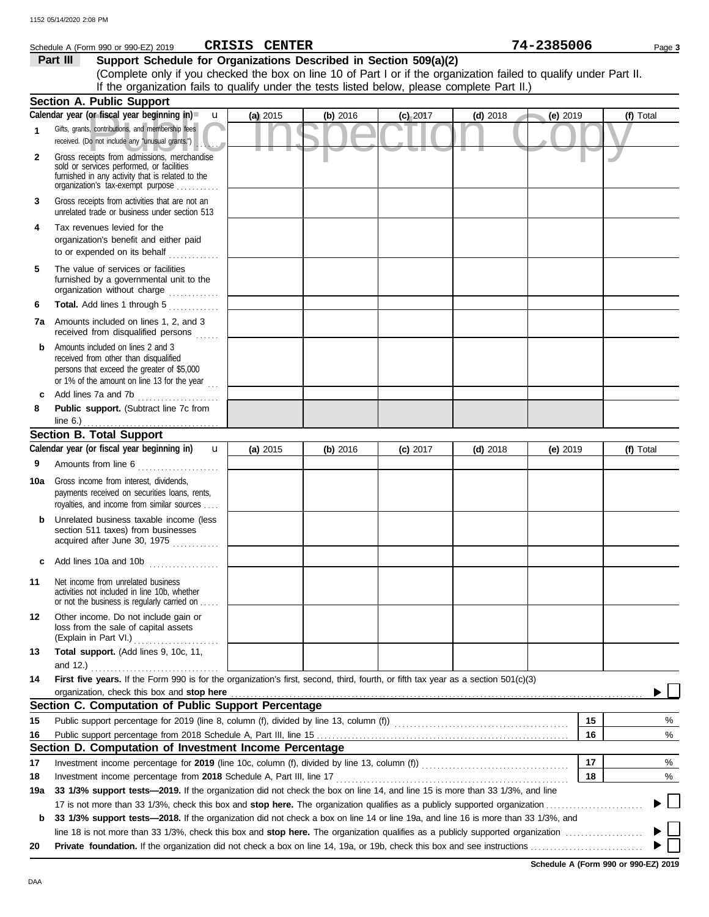Schedule A (Form 990 or 990-EZ) 2019 **CRISIS CENTER** **74-2385006**

## Part III Support Schedule for Organizations Described in Section 509(a)(2)

(Complete only if you checked the box on line 10 of Part I or if the organization failed to qualify under Part II. If the organization fails to qualify under the tests listed below, please complete Part II.)

### Section A. Public Support

| Calendar year (or fiscal year beginning in) | (a) 2015 | (b) 2016 | (c) 2017 | (d) 2018 | (e) 2019 | (f) Total |
|---|---|---|---|---|---|---|
| **1** Gifts, grants, contributions, and membership fees received. (Do not include any "unusual grants.") | | | | | | |
| **2** Gross receipts from admissions, merchandise sold or services performed, or facilities furnished in any activity that is related to the organization's tax-exempt purpose | | | | | | |
| **3** Gross receipts from activities that are not an unrelated trade or business under section 513 | | | | | | |
| **4** Tax revenues levied for the organization's benefit and either paid to or expended on its behalf | | | | | | |
| **5** The value of services or facilities furnished by a governmental unit to the organization without charge | | | | | | |
| **6** **Total.** Add lines 1 through 5 | | | | | | |
| **7a** Amounts included on lines 1, 2, and 3 received from disqualified persons | | | | | | |
| **b** Amounts included on lines 2 and 3 received from other than disqualified persons that exceed the greater of $5,000 or 1% of the amount on line 13 for the year | | | | | | |
| **c** Add lines 7a and 7b | | | | | | |
| **8** **Public support.** (Subtract line 7c from line 6.) | | | | | | |

### Section B. Total Support

| Calendar year (or fiscal year beginning in) | (a) 2015 | (b) 2016 | (c) 2017 | (d) 2018 | (e) 2019 | (f) Total |
|---|---|---|---|---|---|---|
| **9** Amounts from line 6 | | | | | | |
| **10a** Gross income from interest, dividends, payments received on securities loans, rents, royalties, and income from similar sources | | | | | | |
| **b** Unrelated business taxable income (less section 511 taxes) from businesses acquired after June 30, 1975 | | | | | | |
| **c** Add lines 10a and 10b | | | | | | |
| **11** Net income from unrelated business activities not included in line 10b, whether or not the business is regularly carried on | | | | | | |
| **12** Other income. Do not include gain or loss from the sale of capital assets (Explain in Part VI.) | | | | | | |
| **13** **Total support.** (Add lines 9, 10c, 11, and 12.) | | | | | | |

**14** **First five years.** If the Form 990 is for the organization's first, second, third, fourth, or fifth tax year as a section 501(c)(3) organization, check this box and **stop here** ☐

### Section C. Computation of Public Support Percentage

| | | | |
|---|---|---|---|
| **15** | Public support percentage for 2019 (line 8, column (f), divided by line 13, column (f)) | **15** | % |
| **16** | Public support percentage from 2018 Schedule A, Part III, line 15 | **16** | % |

### Section D. Computation of Investment Income Percentage

| | | | |
|---|---|---|---|
| **17** | Investment income percentage for **2019** (line 10c, column (f), divided by line 13, column (f)) | **17** | % |
| **18** | Investment income percentage from **2018** Schedule A, Part III, line 17 | **18** | % |

**19a** **33 1/3% support tests—2019.** If the organization did not check the box on line 14, and line 15 is more than 33 1/3%, and line 17 is not more than 33 1/3%, check this box and **stop here.** The organization qualifies as a publicly supported organization ☐

**b** **33 1/3% support tests—2018.** If the organization did not check a box on line 14 or line 19a, and line 16 is more than 33 1/3%, and line 18 is not more than 33 1/3%, check this box and **stop here.** The organization qualifies as a publicly supported organization ☐

**20** **Private foundation.** If the organization did not check a box on line 14, 19a, or 19b, check this box and see instructions ☐

**Schedule A (Form 990 or 990-EZ) 2019**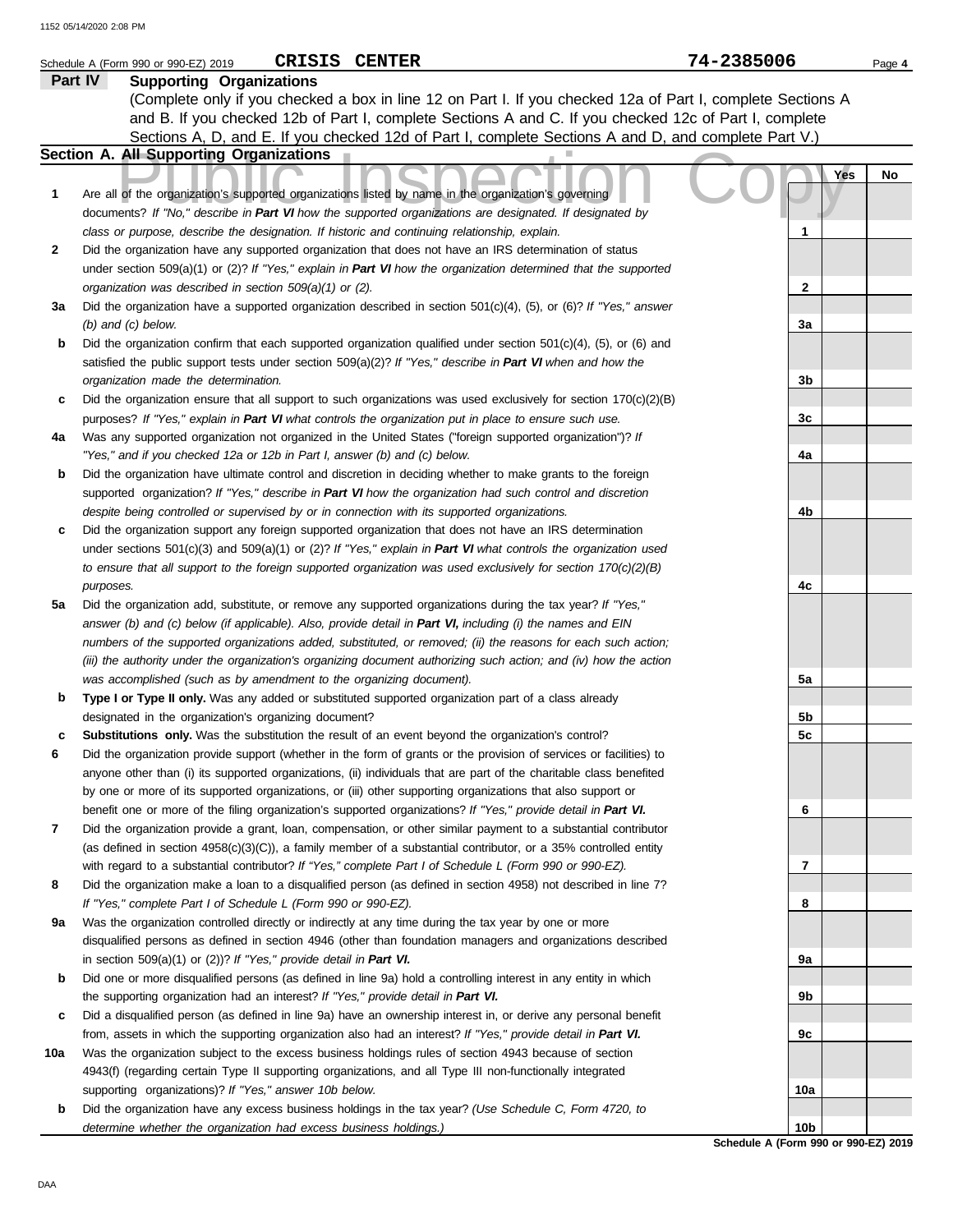Schedule A (Form 990 or 990-EZ) 2019 **CRISIS CENTER** 74-2385006 Page **4**

## Part IV Supporting Organizations

(Complete only if you checked a box in line 12 on Part I. If you checked 12a of Part I, complete Sections A and B. If you checked 12b of Part I, complete Sections A and C. If you checked 12c of Part I, complete Sections A, D, and E. If you checked 12d of Part I, complete Sections A and D, and complete Part V.)

### Section A. All Supporting Organizations

| | | | Yes | No |
|---|---|---|---|---|
| **1** | Are all of the organization's supported organizations listed by name in the organization's governing documents? *If "No," describe in **Part VI** how the supported organizations are designated. If designated by class or purpose, describe the designation. If historic and continuing relationship, explain.* | **1** | | |
| **2** | Did the organization have any supported organization that does not have an IRS determination of status under section 509(a)(1) or (2)? *If "Yes," explain in **Part VI** how the organization determined that the supported organization was described in section 509(a)(1) or (2).* | **2** | | |
| **3a** | Did the organization have a supported organization described in section 501(c)(4), (5), or (6)? *If "Yes," answer (b) and (c) below.* | **3a** | | |
| **b** | Did the organization confirm that each supported organization qualified under section 501(c)(4), (5), or (6) and satisfied the public support tests under section 509(a)(2)? *If "Yes," describe in **Part VI** when and how the organization made the determination.* | **3b** | | |
| **c** | Did the organization ensure that all support to such organizations was used exclusively for section 170(c)(2)(B) purposes? *If "Yes," explain in **Part VI** what controls the organization put in place to ensure such use.* | **3c** | | |
| **4a** | Was any supported organization not organized in the United States ("foreign supported organization")? *If "Yes," and if you checked 12a or 12b in Part I, answer (b) and (c) below.* | **4a** | | |
| **b** | Did the organization have ultimate control and discretion in deciding whether to make grants to the foreign supported organization? *If "Yes," describe in **Part VI** how the organization had such control and discretion despite being controlled or supervised by or in connection with its supported organizations.* | **4b** | | |
| **c** | Did the organization support any foreign supported organization that does not have an IRS determination under sections 501(c)(3) and 509(a)(1) or (2)? *If "Yes," explain in **Part VI** what controls the organization used to ensure that all support to the foreign supported organization was used exclusively for section 170(c)(2)(B) purposes.* | **4c** | | |
| **5a** | Did the organization add, substitute, or remove any supported organizations during the tax year? *If "Yes," answer (b) and (c) below (if applicable). Also, provide detail in **Part VI,** including (i) the names and EIN numbers of the supported organizations added, substituted, or removed; (ii) the reasons for each such action; (iii) the authority under the organization's organizing document authorizing such action; and (iv) how the action was accomplished (such as by amendment to the organizing document).* | **5a** | | |
| **b** | **Type I or Type II only.** Was any added or substituted supported organization part of a class already designated in the organization's organizing document? | **5b** | | |
| **c** | **Substitutions only.** Was the substitution the result of an event beyond the organization's control? | **5c** | | |
| **6** | Did the organization provide support (whether in the form of grants or the provision of services or facilities) to anyone other than (i) its supported organizations, (ii) individuals that are part of the charitable class benefited by one or more of its supported organizations, or (iii) other supporting organizations that also support or benefit one or more of the filing organization's supported organizations? *If "Yes," provide detail in **Part VI.*** | **6** | | |
| **7** | Did the organization provide a grant, loan, compensation, or other similar payment to a substantial contributor (as defined in section 4958(c)(3)(C)), a family member of a substantial contributor, or a 35% controlled entity with regard to a substantial contributor? *If "Yes," complete Part I of Schedule L (Form 990 or 990-EZ).* | **7** | | |
| **8** | Did the organization make a loan to a disqualified person (as defined in section 4958) not described in line 7? *If "Yes," complete Part I of Schedule L (Form 990 or 990-EZ).* | **8** | | |
| **9a** | Was the organization controlled directly or indirectly at any time during the tax year by one or more disqualified persons as defined in section 4946 (other than foundation managers and organizations described in section 509(a)(1) or (2))? *If "Yes," provide detail in **Part VI.*** | **9a** | | |
| **b** | Did one or more disqualified persons (as defined in line 9a) hold a controlling interest in any entity in which the supporting organization had an interest? *If "Yes," provide detail in **Part VI.*** | **9b** | | |
| **c** | Did a disqualified person (as defined in line 9a) have an ownership interest in, or derive any personal benefit from, assets in which the supporting organization also had an interest? *If "Yes," provide detail in **Part VI.*** | **9c** | | |
| **10a** | Was the organization subject to the excess business holdings rules of section 4943 because of section 4943(f) (regarding certain Type II supporting organizations, and all Type III non-functionally integrated supporting organizations)? *If "Yes," answer 10b below.* | **10a** | | |
| **b** | Did the organization have any excess business holdings in the tax year? *(Use Schedule C, Form 4720, to determine whether the organization had excess business holdings.)* | **10b** | | |

**Schedule A (Form 990 or 990-EZ) 2019**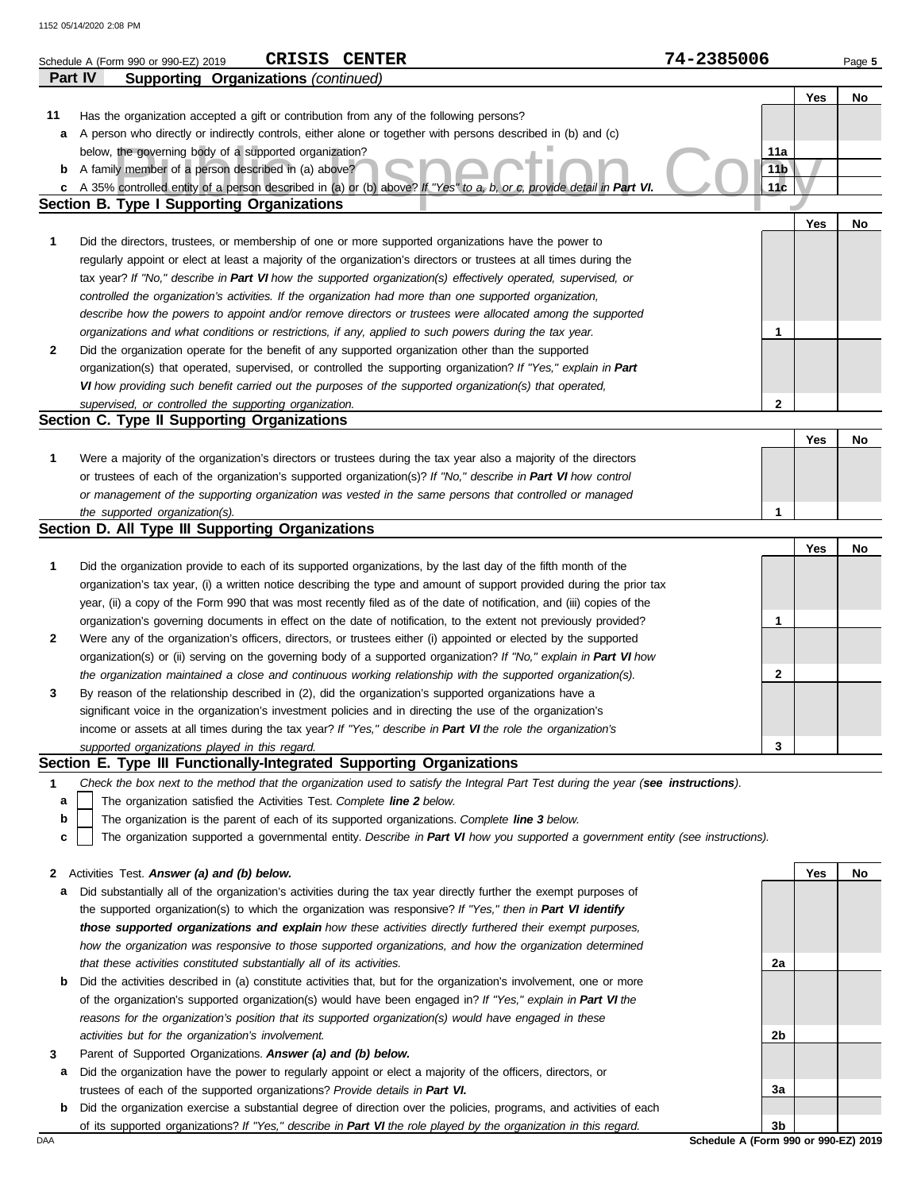Schedule A (Form 990 or 990-EZ) 2019 **CRISIS CENTER** **74-2385006** Page **5**

**Part IV Supporting Organizations** *(continued)*

| | | | Yes | No |
|---|---|---|---|---|
| **11** | Has the organization accepted a gift or contribution from any of the following persons? | | | |
| **a** | A person who directly or indirectly controls, either alone or together with persons described in (b) and (c) below, the governing body of a supported organization? | **11a** | | |
| **b** | A family member of a person described in (a) above? | **11b** | | |
| **c** | A 35% controlled entity of a person described in (a) or (b) above? *If "Yes" to a, b, or c, provide detail in* ***Part VI.*** | **11c** | | |

## Section B. Type I Supporting Organizations

| | | | Yes | No |
|---|---|---|---|---|
| **1** | Did the directors, trustees, or membership of one or more supported organizations have the power to regularly appoint or elect at least a majority of the organization's directors or trustees at all times during the tax year? *If "No," describe in* ***Part VI*** *how the supported organization(s) effectively operated, supervised, or controlled the organization's activities. If the organization had more than one supported organization, describe how the powers to appoint and/or remove directors or trustees were allocated among the supported organizations and what conditions or restrictions, if any, applied to such powers during the tax year.* | **1** | | |
| **2** | Did the organization operate for the benefit of any supported organization other than the supported organization(s) that operated, supervised, or controlled the supporting organization? *If "Yes," explain in* ***Part VI*** *how providing such benefit carried out the purposes of the supported organization(s) that operated, supervised, or controlled the supporting organization.* | **2** | | |

## Section C. Type II Supporting Organizations

| | | | Yes | No |
|---|---|---|---|---|
| **1** | Were a majority of the organization's directors or trustees during the tax year also a majority of the directors or trustees of each of the organization's supported organization(s)? *If "No," describe in* ***Part VI*** *how control or management of the supporting organization was vested in the same persons that controlled or managed the supported organization(s).* | **1** | | |

## Section D. All Type III Supporting Organizations

| | | | Yes | No |
|---|---|---|---|---|
| **1** | Did the organization provide to each of its supported organizations, by the last day of the fifth month of the organization's tax year, (i) a written notice describing the type and amount of support provided during the prior tax year, (ii) a copy of the Form 990 that was most recently filed as of the date of notification, and (iii) copies of the organization's governing documents in effect on the date of notification, to the extent not previously provided? | **1** | | |
| **2** | Were any of the organization's officers, directors, or trustees either (i) appointed or elected by the supported organization(s) or (ii) serving on the governing body of a supported organization? *If "No," explain in* ***Part VI*** *how the organization maintained a close and continuous working relationship with the supported organization(s).* | **2** | | |
| **3** | By reason of the relationship described in (2), did the organization's supported organizations have a significant voice in the organization's investment policies and in directing the use of the organization's income or assets at all times during the tax year? *If "Yes," describe in* ***Part VI*** *the role the organization's supported organizations played in this regard.* | **3** | | |

## Section E. Type III Functionally-Integrated Supporting Organizations

**1** *Check the box next to the method that the organization used to satisfy the Integral Part Test during the year (****see instructions****).*

- **a** ☐ The organization satisfied the Activities Test. *Complete* ***line 2*** *below.*
- **b** ☐ The organization is the parent of each of its supported organizations. *Complete* ***line 3*** *below.*
- **c** ☐ The organization supported a governmental entity. *Describe in* ***Part VI*** *how you supported a government entity (see instructions).*

| | | | Yes | No |
|---|---|---|---|---|
| **2** | Activities Test. ***Answer (a) and (b) below.*** | | | |
| **a** | Did substantially all of the organization's activities during the tax year directly further the exempt purposes of the supported organization(s) to which the organization was responsive? *If "Yes," then in* ***Part VI identify those supported organizations and explain*** *how these activities directly furthered their exempt purposes, how the organization was responsive to those supported organizations, and how the organization determined that these activities constituted substantially all of its activities.* | **2a** | | |
| **b** | Did the activities described in (a) constitute activities that, but for the organization's involvement, one or more of the organization's supported organization(s) would have been engaged in? *If "Yes," explain in* ***Part VI*** *the reasons for the organization's position that its supported organization(s) would have engaged in these activities but for the organization's involvement.* | **2b** | | |
| **3** | Parent of Supported Organizations. ***Answer (a) and (b) below.*** | | | |
| **a** | Did the organization have the power to regularly appoint or elect a majority of the officers, directors, or trustees of each of the supported organizations? *Provide details in* ***Part VI.*** | **3a** | | |
| **b** | Did the organization exercise a substantial degree of direction over the policies, programs, and activities of each of its supported organizations? *If "Yes," describe in* ***Part VI*** *the role played by the organization in this regard.* | **3b** | | |

**Schedule A (Form 990 or 990-EZ) 2019**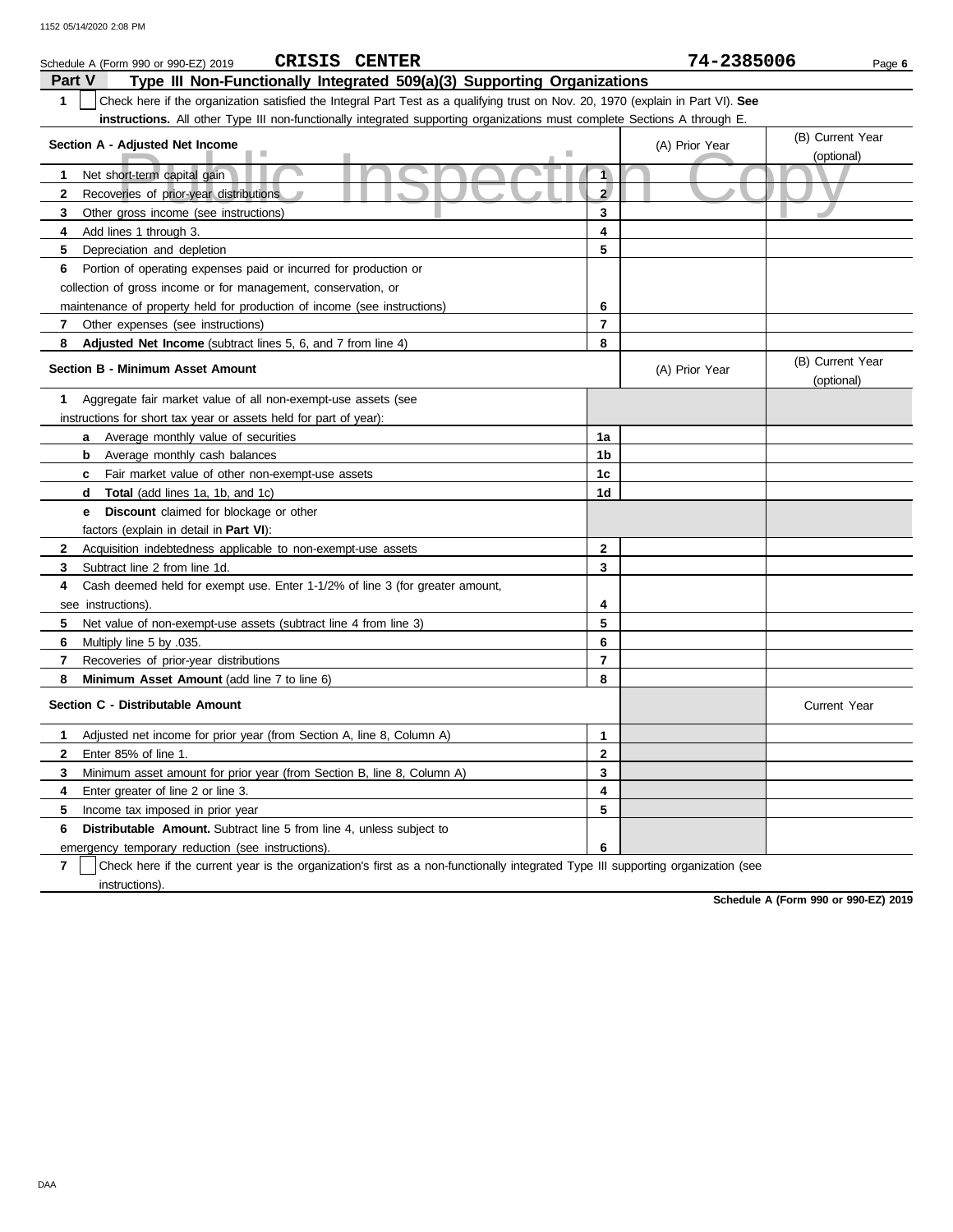Schedule A (Form 990 or 990-EZ) 2019 **CRISIS CENTER** **74-2385006**

## Part V Type III Non-Functionally Integrated 509(a)(3) Supporting Organizations

**1** ☐ Check here if the organization satisfied the Integral Part Test as a qualifying trust on Nov. 20, 1970 (explain in Part VI). **See instructions.** All other Type III non-functionally integrated supporting organizations must complete Sections A through E.

| Section A - Adjusted Net Income | | (A) Prior Year | (B) Current Year (optional) |
|---|---|---|---|
| **1** Net short-term capital gain | 1 | | |
| **2** Recoveries of prior-year distributions | 2 | | |
| **3** Other gross income (see instructions) | 3 | | |
| **4** Add lines 1 through 3. | 4 | | |
| **5** Depreciation and depletion | 5 | | |
| **6** Portion of operating expenses paid or incurred for production or collection of gross income or for management, conservation, or maintenance of property held for production of income (see instructions) | 6 | | |
| **7** Other expenses (see instructions) | 7 | | |
| **8** **Adjusted Net Income** (subtract lines 5, 6, and 7 from line 4) | 8 | | |

| Section B - Minimum Asset Amount | | (A) Prior Year | (B) Current Year (optional) |
|---|---|---|---|
| **1** Aggregate fair market value of all non-exempt-use assets (see instructions for short tax year or assets held for part of year): | | | |
| **a** Average monthly value of securities | 1a | | |
| **b** Average monthly cash balances | 1b | | |
| **c** Fair market value of other non-exempt-use assets | 1c | | |
| **d** **Total** (add lines 1a, 1b, and 1c) | 1d | | |
| **e** **Discount** claimed for blockage or other factors (explain in detail in **Part VI**): | | | |
| **2** Acquisition indebtedness applicable to non-exempt-use assets | 2 | | |
| **3** Subtract line 2 from line 1d. | 3 | | |
| **4** Cash deemed held for exempt use. Enter 1-1/2% of line 3 (for greater amount, see instructions). | 4 | | |
| **5** Net value of non-exempt-use assets (subtract line 4 from line 3) | 5 | | |
| **6** Multiply line 5 by .035. | 6 | | |
| **7** Recoveries of prior-year distributions | 7 | | |
| **8** **Minimum Asset Amount** (add line 7 to line 6) | 8 | | |

| Section C - Distributable Amount | | | Current Year |
|---|---|---|---|
| **1** Adjusted net income for prior year (from Section A, line 8, Column A) | 1 | | |
| **2** Enter 85% of line 1. | 2 | | |
| **3** Minimum asset amount for prior year (from Section B, line 8, Column A) | 3 | | |
| **4** Enter greater of line 2 or line 3. | 4 | | |
| **5** Income tax imposed in prior year | 5 | | |
| **6** **Distributable Amount.** Subtract line 5 from line 4, unless subject to emergency temporary reduction (see instructions). | 6 | | |

**7** ☐ Check here if the current year is the organization's first as a non-functionally integrated Type III supporting organization (see instructions).

**Schedule A (Form 990 or 990-EZ) 2019**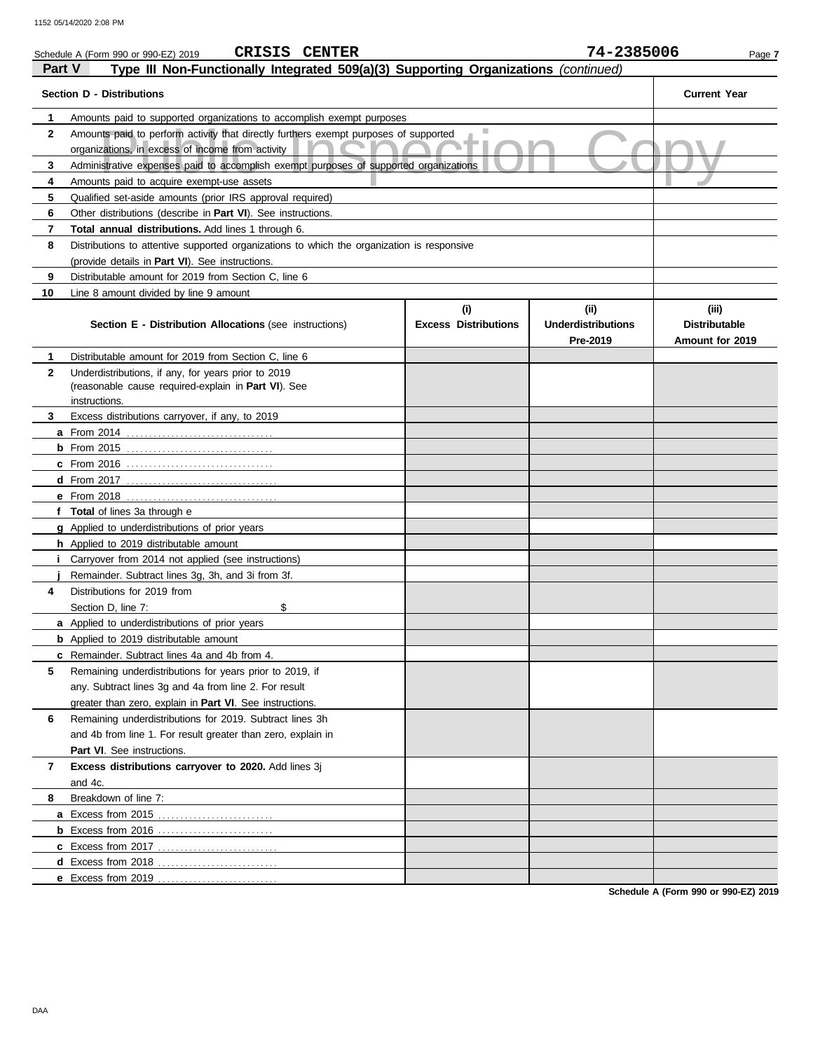Schedule A (Form 990 or 990-EZ) 2019 **CRISIS CENTER** **74-2385006**

## Part V — Type III Non-Functionally Integrated 509(a)(3) Supporting Organizations *(continued)*

| Section D - Distributions | | Current Year |
|---|---|---|
| 1 | Amounts paid to supported organizations to accomplish exempt purposes | |
| 2 | Amounts paid to perform activity that directly furthers exempt purposes of supported organizations, in excess of income from activity | |
| 3 | Administrative expenses paid to accomplish exempt purposes of supported organizations | |
| 4 | Amounts paid to acquire exempt-use assets | |
| 5 | Qualified set-aside amounts (prior IRS approval required) | |
| 6 | Other distributions (describe in **Part VI**). See instructions. | |
| 7 | **Total annual distributions.** Add lines 1 through 6. | |
| 8 | Distributions to attentive supported organizations to which the organization is responsive (provide details in **Part VI**). See instructions. | |
| 9 | Distributable amount for 2019 from Section C, line 6 | |
| 10 | Line 8 amount divided by line 9 amount | |

| | Section E - Distribution Allocations (see instructions) | (i) Excess Distributions | (ii) Underdistributions Pre-2019 | (iii) Distributable Amount for 2019 |
|---|---|---|---|---|
| 1 | Distributable amount for 2019 from Section C, line 6 | | | |
| 2 | Underdistributions, if any, for years prior to 2019 (reasonable cause required-explain in **Part VI**). See instructions. | | | |
| 3 | Excess distributions carryover, if any, to 2019 | | | |
| a | From 2014 | | | |
| b | From 2015 | | | |
| c | From 2016 | | | |
| d | From 2017 | | | |
| e | From 2018 | | | |
| f | **Total** of lines 3a through e | | | |
| g | Applied to underdistributions of prior years | | | |
| h | Applied to 2019 distributable amount | | | |
| i | Carryover from 2014 not applied (see instructions) | | | |
| j | Remainder. Subtract lines 3g, 3h, and 3i from 3f. | | | |
| 4 | Distributions for 2019 from Section D, line 7: $ | | | |
| a | Applied to underdistributions of prior years | | | |
| b | Applied to 2019 distributable amount | | | |
| c | Remainder. Subtract lines 4a and 4b from 4. | | | |
| 5 | Remaining underdistributions for years prior to 2019, if any. Subtract lines 3g and 4a from line 2. For result greater than zero, explain in **Part VI**. See instructions. | | | |
| 6 | Remaining underdistributions for 2019. Subtract lines 3h and 4b from line 1. For result greater than zero, explain in **Part VI**. See instructions. | | | |
| 7 | **Excess distributions carryover to 2020.** Add lines 3j and 4c. | | | |
| 8 | Breakdown of line 7: | | | |
| a | Excess from 2015 | | | |
| b | Excess from 2016 | | | |
| c | Excess from 2017 | | | |
| d | Excess from 2018 | | | |
| e | Excess from 2019 | | | |

**Schedule A (Form 990 or 990-EZ) 2019**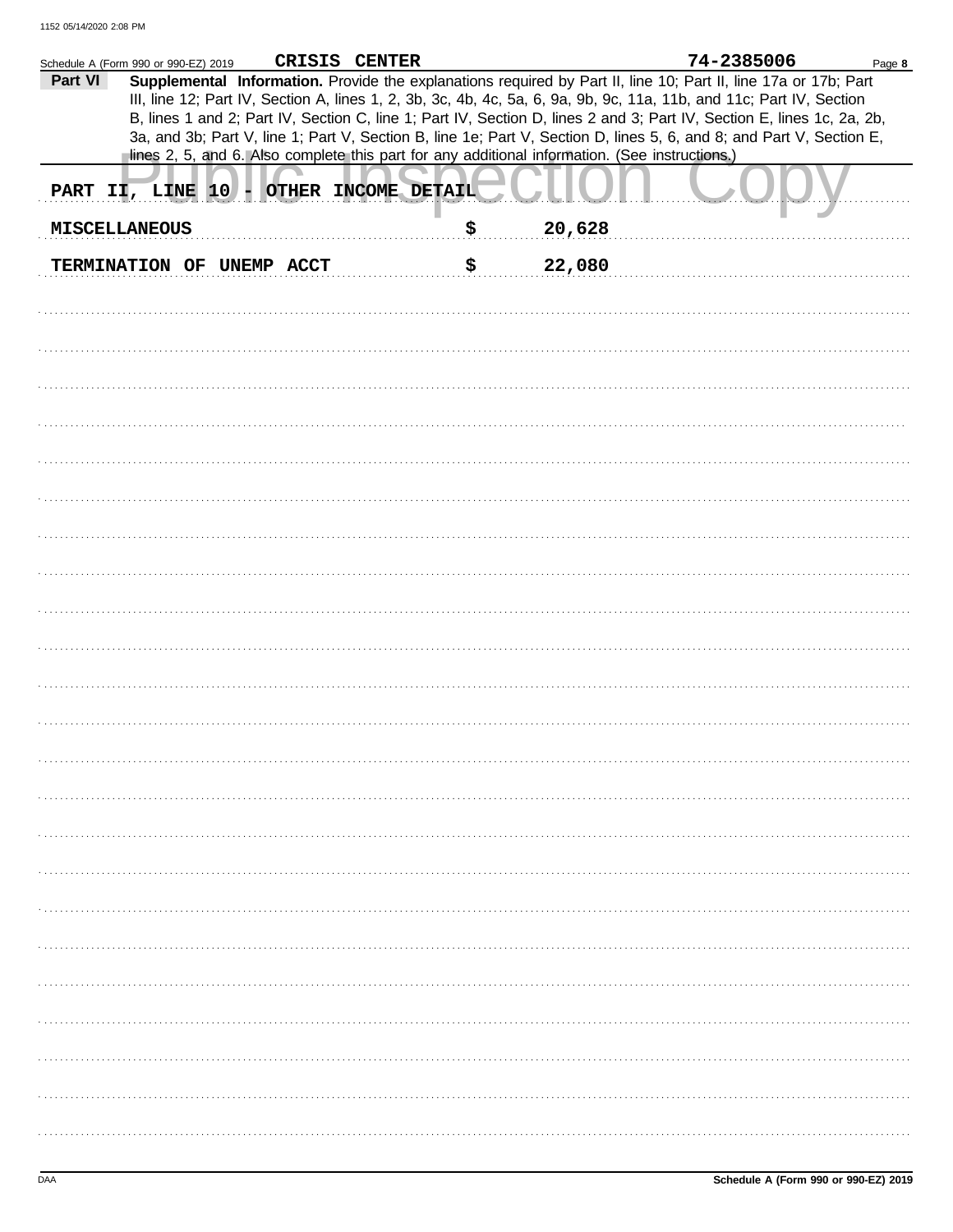Schedule A (Form 990 or 990-EZ) 2019 **CRISIS CENTER** **74-2385006** Page **8**

**Part VI** **Supplemental Information.** Provide the explanations required by Part II, line 10; Part II, line 17a or 17b; Part III, line 12; Part IV, Section A, lines 1, 2, 3b, 3c, 4b, 4c, 5a, 6, 9a, 9b, 9c, 11a, 11b, and 11c; Part IV, Section B, lines 1 and 2; Part IV, Section C, line 1; Part IV, Section D, lines 2 and 3; Part IV, Section E, lines 1c, 2a, 2b, 3a, and 3b; Part V, line 1; Part V, Section B, line 1e; Part V, Section D, lines 5, 6, and 8; and Part V, Section E, lines 2, 5, and 6. Also complete this part for any additional information. (See instructions.)

PART II, LINE 10 - OTHER INCOME DETAIL

| | | |
|---|---|---|
| MISCELLANEOUS | $ | 20,628 |
| TERMINATION OF UNEMP ACCT | $ | 22,080 |

DAA **Schedule A (Form 990 or 990-EZ) 2019**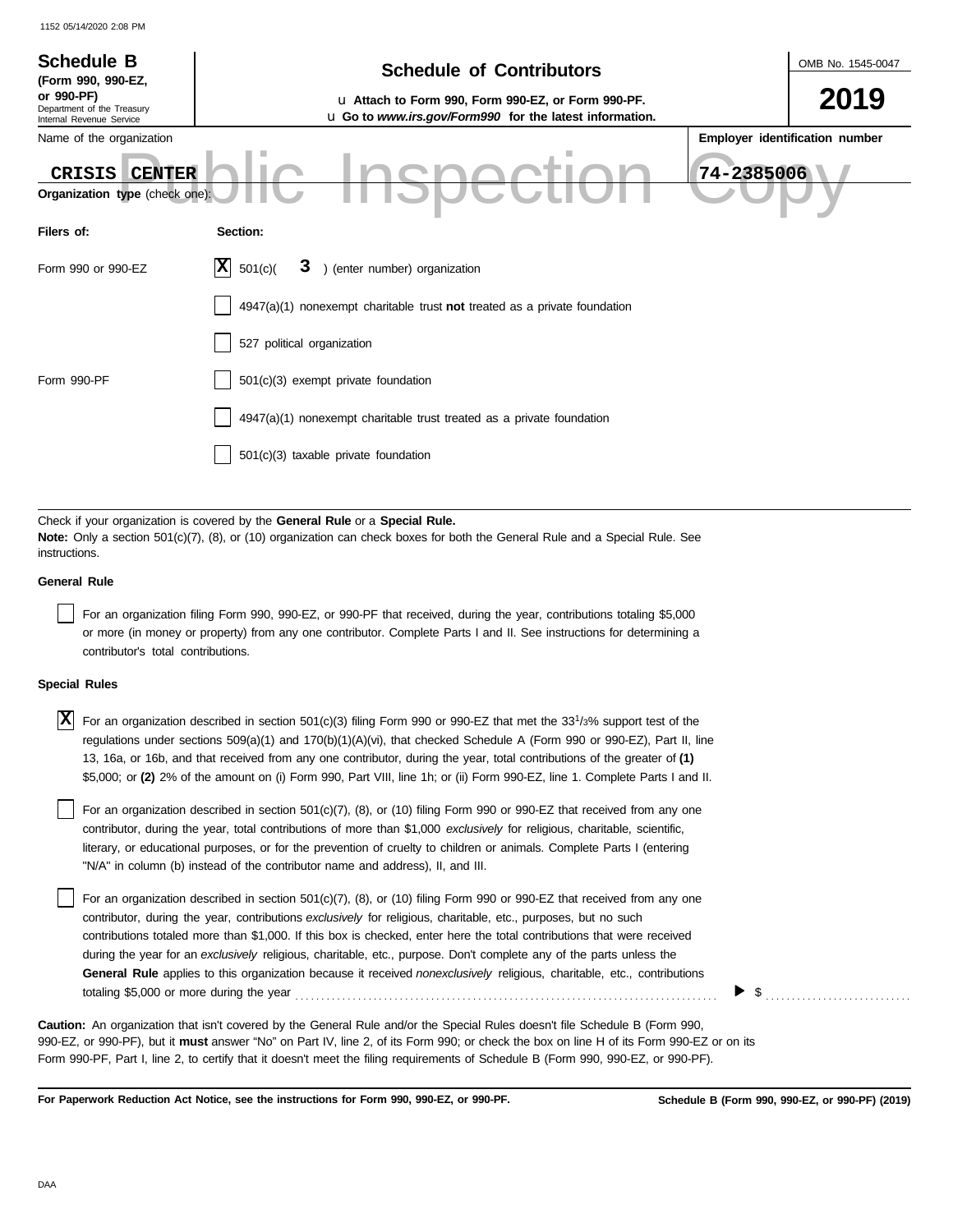**Schedule B**
**(Form 990, 990-EZ, or 990-PF)**
Department of the Treasury
Internal Revenue Service

# Schedule of Contributors

u Attach to Form 990, Form 990-EZ, or Form 990-PF.
u Go to *www.irs.gov/Form990* for the latest information.

OMB No. 1545-0047

**2019**

Name of the organization: CRISIS CENTER

Employer identification number: 74-2385006

Public Inspection Copy

**Organization type** (check one):

| Filers of: | Section: |
|---|---|
| Form 990 or 990-EZ | [X] 501(c)( 3 ) (enter number) organization |
| | [ ] 4947(a)(1) nonexempt charitable trust **not** treated as a private foundation |
| | [ ] 527 political organization |
| Form 990-PF | [ ] 501(c)(3) exempt private foundation |
| | [ ] 4947(a)(1) nonexempt charitable trust treated as a private foundation |
| | [ ] 501(c)(3) taxable private foundation |

Check if your organization is covered by the **General Rule** or a **Special Rule.**
**Note:** Only a section 501(c)(7), (8), or (10) organization can check boxes for both the General Rule and a Special Rule. See instructions.

**General Rule**

[ ] For an organization filing Form 990, 990-EZ, or 990-PF that received, during the year, contributions totaling $5,000 or more (in money or property) from any one contributor. Complete Parts I and II. See instructions for determining a contributor's total contributions.

**Special Rules**

[X] For an organization described in section 501(c)(3) filing Form 990 or 990-EZ that met the 33 1/3% support test of the regulations under sections 509(a)(1) and 170(b)(1)(A)(vi), that checked Schedule A (Form 990 or 990-EZ), Part II, line 13, 16a, or 16b, and that received from any one contributor, during the year, total contributions of the greater of **(1)** $5,000; or **(2)** 2% of the amount on (i) Form 990, Part VIII, line 1h; or (ii) Form 990-EZ, line 1. Complete Parts I and II.

[ ] For an organization described in section 501(c)(7), (8), or (10) filing Form 990 or 990-EZ that received from any one contributor, during the year, total contributions of more than $1,000 *exclusively* for religious, charitable, scientific, literary, or educational purposes, or for the prevention of cruelty to children or animals. Complete Parts I (entering "N/A" in column (b) instead of the contributor name and address), II, and III.

[ ] For an organization described in section 501(c)(7), (8), or (10) filing Form 990 or 990-EZ that received from any one contributor, during the year, contributions *exclusively* for religious, charitable, etc., purposes, but no such contributions totaled more than $1,000. If this box is checked, enter here the total contributions that were received during the year for an *exclusively* religious, charitable, etc., purpose. Don't complete any of the parts unless the **General Rule** applies to this organization because it received *nonexclusively* religious, charitable, etc., contributions totaling $5,000 or more during the year . . . . . . . . . . ▶ $ . . . . . . . . . . .

**Caution:** An organization that isn't covered by the General Rule and/or the Special Rules doesn't file Schedule B (Form 990, 990-EZ, or 990-PF), but it **must** answer "No" on Part IV, line 2, of its Form 990; or check the box on line H of its Form 990-EZ or on its Form 990-PF, Part I, line 2, to certify that it doesn't meet the filing requirements of Schedule B (Form 990, 990-EZ, or 990-PF).

**For Paperwork Reduction Act Notice, see the instructions for Form 990, 990-EZ, or 990-PF.** **Schedule B (Form 990, 990-EZ, or 990-PF) (2019)**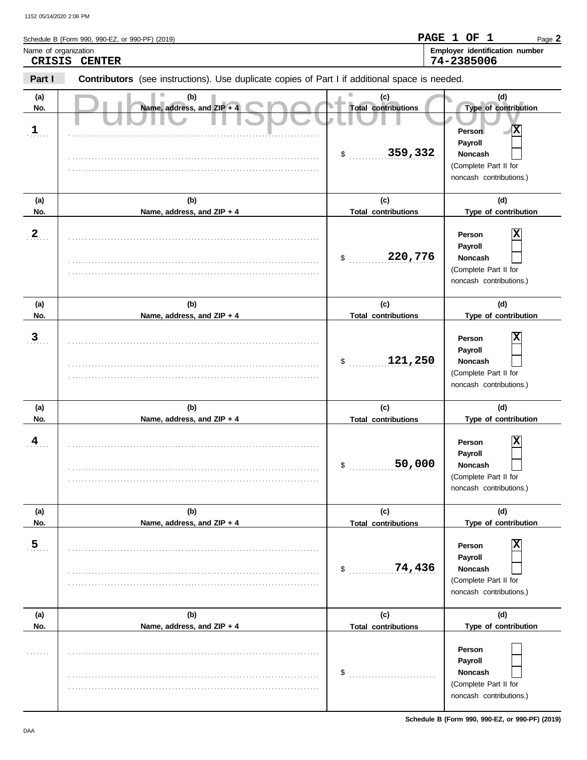Schedule B (Form 990, 990-EZ, or 990-PF) (2019)

**PAGE 1 OF 1**

Name of organization
**CRISIS CENTER**

**Employer identification number**
**74-2385006**

**Part I** **Contributors** (see instructions). Use duplicate copies of Part I if additional space is needed.

Public Inspection Copy

| (a) No. | (b) Name, address, and ZIP + 4 | (c) Total contributions | (d) Type of contribution |
|---|---|---|---|
| 1 | | $ 359,332 | Person [X] Payroll [ ] Noncash [ ] (Complete Part II for noncash contributions.) |
| 2 | | $ 220,776 | Person [X] Payroll [ ] Noncash [ ] (Complete Part II for noncash contributions.) |
| 3 | | $ 121,250 | Person [X] Payroll [ ] Noncash [ ] (Complete Part II for noncash contributions.) |
| 4 | | $ 50,000 | Person [X] Payroll [ ] Noncash [ ] (Complete Part II for noncash contributions.) |
| 5 | | $ 74,436 | Person [X] Payroll [ ] Noncash [ ] (Complete Part II for noncash contributions.) |
| | | $ | Person [ ] Payroll [ ] Noncash [ ] (Complete Part II for noncash contributions.) |

**Schedule B (Form 990, 990-EZ, or 990-PF) (2019)**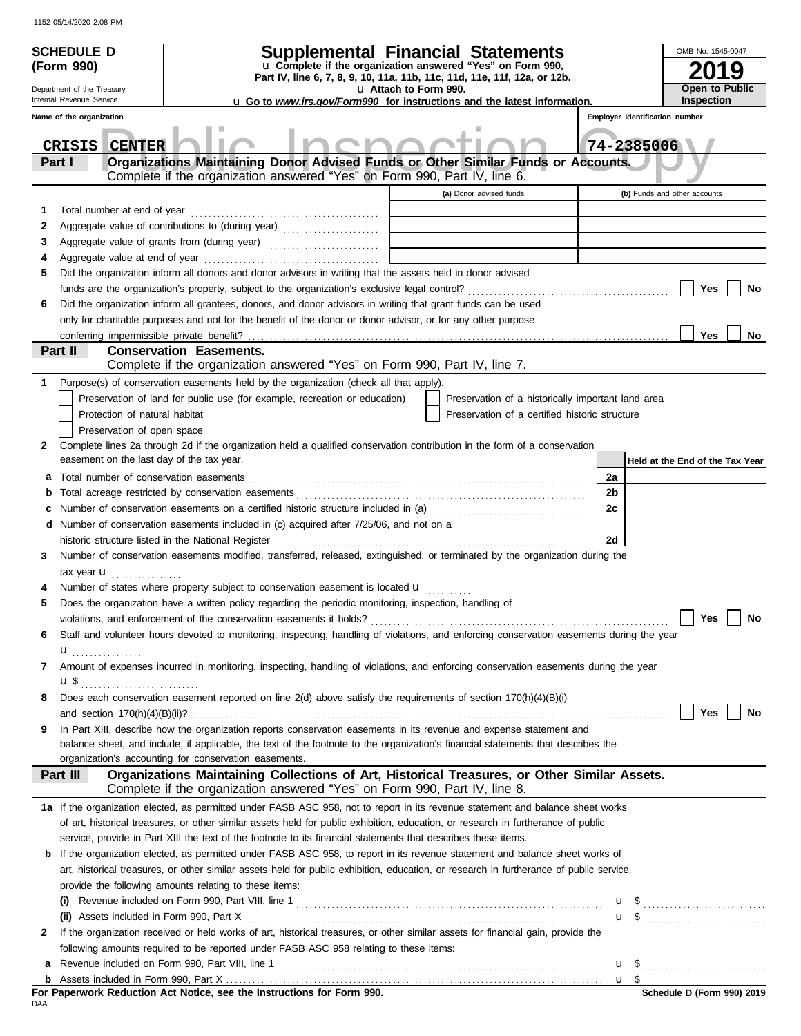# SCHEDULE D (Form 990)

Department of the Treasury
Internal Revenue Service

## Supplemental Financial Statements

u Complete if the organization answered "Yes" on Form 990, Part IV, line 6, 7, 8, 9, 10, 11a, 11b, 11c, 11d, 11e, 11f, 12a, or 12b.
u Attach to Form 990.
u Go to *www.irs.gov/Form990* for instructions and the latest information.

OMB No. 1545-0047

**2019**

**Open to Public Inspection**

Name of the organization: CRISIS CENTER

Employer identification number: 74-2385006

## Part I — Organizations Maintaining Donor Advised Funds or Other Similar Funds or Accounts.

Complete if the organization answered "Yes" on Form 990, Part IV, line 6.

| | | (a) Donor advised funds | (b) Funds and other accounts |
|---|---|---|---|
| 1 | Total number at end of year | | |
| 2 | Aggregate value of contributions to (during year) | | |
| 3 | Aggregate value of grants from (during year) | | |
| 4 | Aggregate value at end of year | | |

5 Did the organization inform all donors and donor advisors in writing that the assets held in donor advised funds are the organization's property, subject to the organization's exclusive legal control? ☐ Yes ☐ No

6 Did the organization inform all grantees, donors, and donor advisors in writing that grant funds can be used only for charitable purposes and not for the benefit of the donor or donor advisor, or for any other purpose conferring impermissible private benefit? ☐ Yes ☐ No

## Part II — Conservation Easements.

Complete if the organization answered "Yes" on Form 990, Part IV, line 7.

1 Purpose(s) of conservation easements held by the organization (check all that apply).

- ☐ Preservation of land for public use (for example, recreation or education)
- ☐ Protection of natural habitat
- ☐ Preservation of open space
- ☐ Preservation of a historically important land area
- ☐ Preservation of a certified historic structure

2 Complete lines 2a through 2d if the organization held a qualified conservation contribution in the form of a conservation easement on the last day of the tax year.

| | | | Held at the End of the Tax Year |
|---|---|---|---|
| a | Total number of conservation easements | 2a | |
| b | Total acreage restricted by conservation easements | 2b | |
| c | Number of conservation easements on a certified historic structure included in (a) | 2c | |
| d | Number of conservation easements included in (c) acquired after 7/25/06, and not on a historic structure listed in the National Register | 2d | |

3 Number of conservation easements modified, transferred, released, extinguished, or terminated by the organization during the tax year u

4 Number of states where property subject to conservation easement is located u

5 Does the organization have a written policy regarding the periodic monitoring, inspection, handling of violations, and enforcement of the conservation easements it holds? ☐ Yes ☐ No

6 Staff and volunteer hours devoted to monitoring, inspecting, handling of violations, and enforcing conservation easements during the year u

7 Amount of expenses incurred in monitoring, inspecting, handling of violations, and enforcing conservation easements during the year u $

8 Does each conservation easement reported on line 2(d) above satisfy the requirements of section 170(h)(4)(B)(i) and section 170(h)(4)(B)(ii)? ☐ Yes ☐ No

9 In Part XIII, describe how the organization reports conservation easements in its revenue and expense statement and balance sheet, and include, if applicable, the text of the footnote to the organization's financial statements that describes the organization's accounting for conservation easements.

## Part III — Organizations Maintaining Collections of Art, Historical Treasures, or Other Similar Assets.

Complete if the organization answered "Yes" on Form 990, Part IV, line 8.

1a If the organization elected, as permitted under FASB ASC 958, not to report in its revenue statement and balance sheet works of art, historical treasures, or other similar assets held for public exhibition, education, or research in furtherance of public service, provide in Part XIII the text of the footnote to its financial statements that describes these items.

b If the organization elected, as permitted under FASB ASC 958, to report in its revenue statement and balance sheet works of art, historical treasures, or other similar assets held for public exhibition, education, or research in furtherance of public service, provide the following amounts relating to these items:

(i) Revenue included on Form 990, Part VIII, line 1 u $

(ii) Assets included in Form 990, Part X u $

2 If the organization received or held works of art, historical treasures, or other similar assets for financial gain, provide the following amounts required to be reported under FASB ASC 958 relating to these items:

a Revenue included on Form 990, Part VIII, line 1 u $

b Assets included in Form 990, Part X u $

**For Paperwork Reduction Act Notice, see the Instructions for Form 990.** **Schedule D (Form 990) 2019**

DAA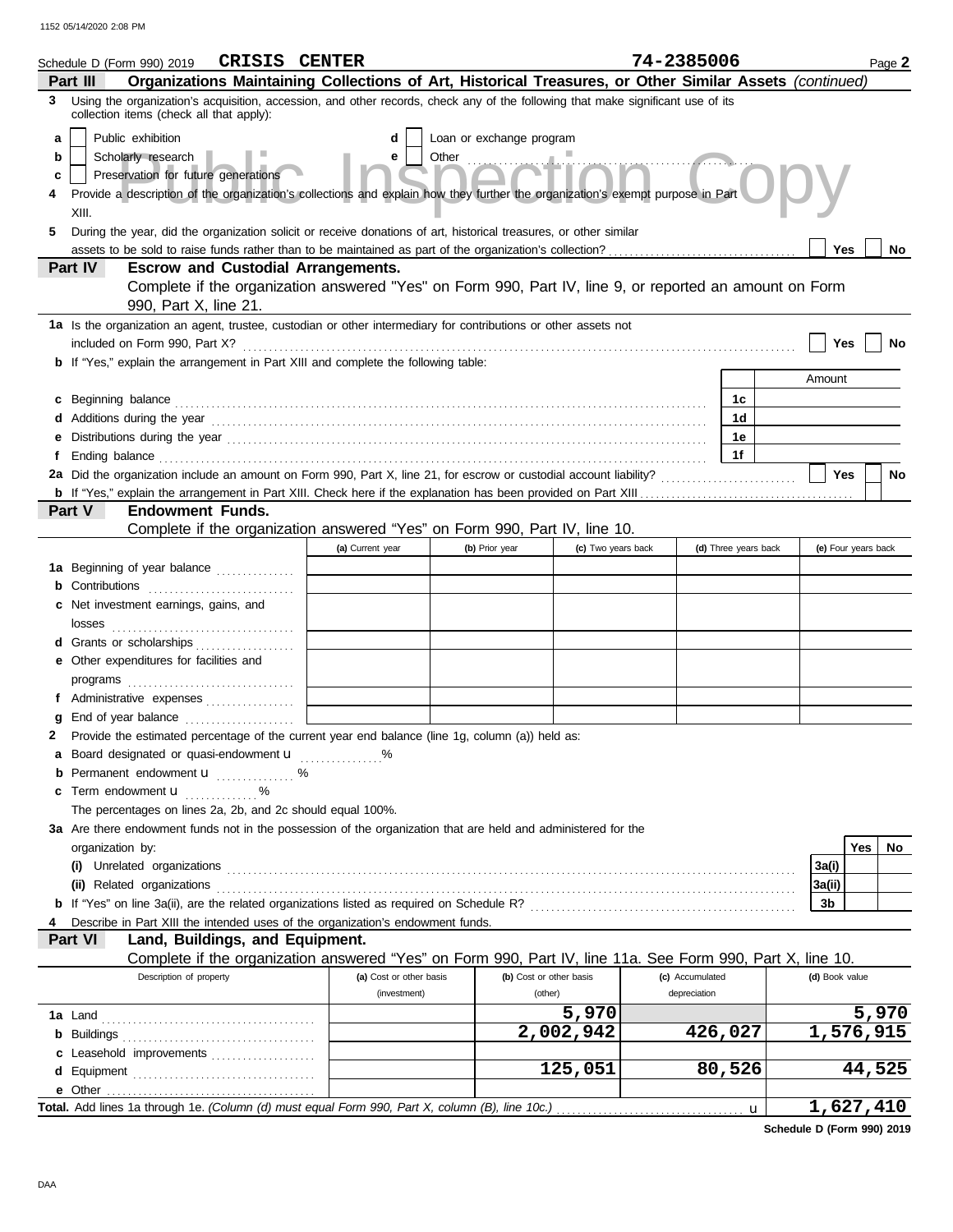Schedule D (Form 990) 2019 **CRISIS CENTER** **74-2385006** Page **2**

## Part III Organizations Maintaining Collections of Art, Historical Treasures, or Other Similar Assets *(continued)*

**3** Using the organization's acquisition, accession, and other records, check any of the following that make significant use of its collection items (check all that apply):

- **a** ☐ Public exhibition
- **b** ☐ Scholarly research
- **c** ☐ Preservation for future generations
- **d** ☐ Loan or exchange program
- **e** ☐ Other

**4** Provide a description of the organization's collections and explain how they further the organization's exempt purpose in Part XIII.

**5** During the year, did the organization solicit or receive donations of art, historical treasures, or other similar assets to be sold to raise funds rather than to be maintained as part of the organization's collection? ☐ Yes ☐ No

## Part IV Escrow and Custodial Arrangements.

Complete if the organization answered "Yes" on Form 990, Part IV, line 9, or reported an amount on Form 990, Part X, line 21.

**1a** Is the organization an agent, trustee, custodian or other intermediary for contributions or other assets not included on Form 990, Part X? ☐ Yes ☐ No

**b** If "Yes," explain the arrangement in Part XIII and complete the following table:

| | | Amount |
|---|---|---|
| **c** Beginning balance | 1c | |
| **d** Additions during the year | 1d | |
| **e** Distributions during the year | 1e | |
| **f** Ending balance | 1f | |

**2a** Did the organization include an amount on Form 990, Part X, line 21, for escrow or custodial account liability? ☐ Yes ☐ No

**b** If "Yes," explain the arrangement in Part XIII. Check here if the explanation has been provided on Part XIII ☐

## Part V Endowment Funds.

Complete if the organization answered "Yes" on Form 990, Part IV, line 10.

| | (a) Current year | (b) Prior year | (c) Two years back | (d) Three years back | (e) Four years back |
|---|---|---|---|---|---|
| **1a** Beginning of year balance | | | | | |
| **b** Contributions | | | | | |
| **c** Net investment earnings, gains, and losses | | | | | |
| **d** Grants or scholarships | | | | | |
| **e** Other expenditures for facilities and programs | | | | | |
| **f** Administrative expenses | | | | | |
| **g** End of year balance | | | | | |

**2** Provide the estimated percentage of the current year end balance (line 1g, column (a)) held as:

- **a** Board designated or quasi-endowment u ............ %
- **b** Permanent endowment u ............ %
- **c** Term endowment u ............ %

The percentages on lines 2a, 2b, and 2c should equal 100%.

**3a** Are there endowment funds not in the possession of the organization that are held and administered for the organization by:

| | | Yes | No |
|---|---|---|---|
| **(i)** Unrelated organizations | 3a(i) | | |
| **(ii)** Related organizations | 3a(ii) | | |
| **b** If "Yes" on line 3a(ii), are the related organizations listed as required on Schedule R? | 3b | | |

**4** Describe in Part XIII the intended uses of the organization's endowment funds.

## Part VI Land, Buildings, and Equipment.

Complete if the organization answered "Yes" on Form 990, Part IV, line 11a. See Form 990, Part X, line 10.

| Description of property | (a) Cost or other basis (investment) | (b) Cost or other basis (other) | (c) Accumulated depreciation | (d) Book value |
|---|---|---|---|---|
| **1a** Land | | 5,970 | | 5,970 |
| **b** Buildings | | 2,002,942 | 426,027 | 1,576,915 |
| **c** Leasehold improvements | | | | |
| **d** Equipment | | 125,051 | 80,526 | 44,525 |
| **e** Other | | | | |
| **Total.** Add lines 1a through 1e. *(Column (d) must equal Form 990, Part X, column (B), line 10c.)* u | | | | 1,627,410 |

**Schedule D (Form 990) 2019**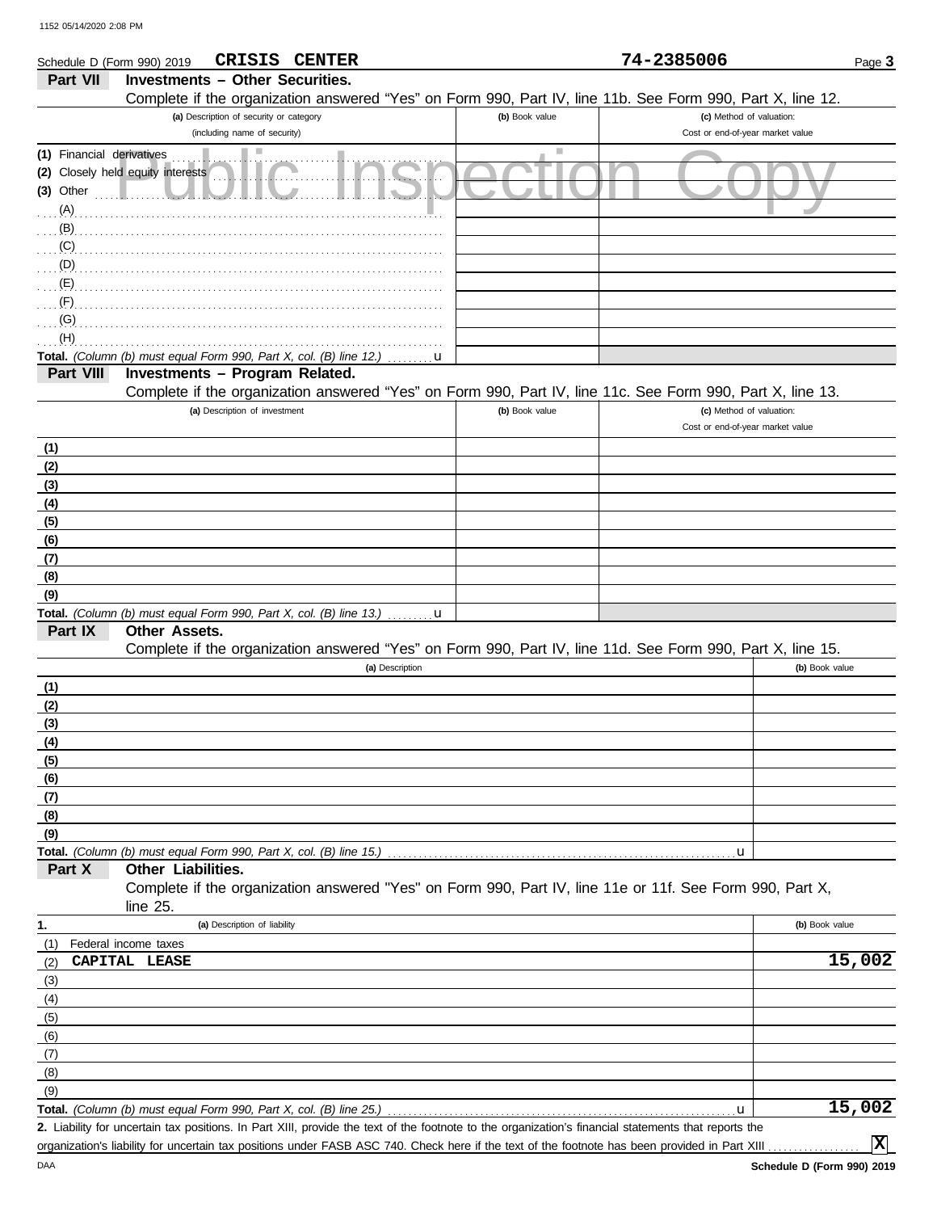Schedule D (Form 990) 2019 **CRISIS CENTER** **74-2385006** Page **3**

## Part VII Investments – Other Securities.

Complete if the organization answered "Yes" on Form 990, Part IV, line 11b. See Form 990, Part X, line 12.

| (a) Description of security or category (including name of security) | (b) Book value | (c) Method of valuation: Cost or end-of-year market value |
|---|---|---|
| (1) Financial derivatives | | |
| (2) Closely held equity interests | | |
| (3) Other | | |
| (A) | | |
| (B) | | |
| (C) | | |
| (D) | | |
| (E) | | |
| (F) | | |
| (G) | | |
| (H) | | |
| **Total.** *(Column (b) must equal Form 990, Part X, col. (B) line 12.)* | | |

## Part VIII Investments – Program Related.

Complete if the organization answered "Yes" on Form 990, Part IV, line 11c. See Form 990, Part X, line 13.

| (a) Description of investment | (b) Book value | (c) Method of valuation: Cost or end-of-year market value |
|---|---|---|
| (1) | | |
| (2) | | |
| (3) | | |
| (4) | | |
| (5) | | |
| (6) | | |
| (7) | | |
| (8) | | |
| (9) | | |
| **Total.** *(Column (b) must equal Form 990, Part X, col. (B) line 13.)* | | |

## Part IX Other Assets.

Complete if the organization answered "Yes" on Form 990, Part IV, line 11d. See Form 990, Part X, line 15.

| (a) Description | (b) Book value |
|---|---|
| (1) | |
| (2) | |
| (3) | |
| (4) | |
| (5) | |
| (6) | |
| (7) | |
| (8) | |
| (9) | |
| **Total.** *(Column (b) must equal Form 990, Part X, col. (B) line 15.)* | |

## Part X Other Liabilities.

Complete if the organization answered "Yes" on Form 990, Part IV, line 11e or 11f. See Form 990, Part X, line 25.

| 1. (a) Description of liability | (b) Book value |
|---|---|
| (1) Federal income taxes | |
| (2) CAPITAL LEASE | 15,002 |
| (3) | |
| (4) | |
| (5) | |
| (6) | |
| (7) | |
| (8) | |
| (9) | |
| **Total.** *(Column (b) must equal Form 990, Part X, col. (B) line 25.)* | 15,002 |

**2.** Liability for uncertain tax positions. In Part XIII, provide the text of the footnote to the organization's financial statements that reports the organization's liability for uncertain tax positions under FASB ASC 740. Check here if the text of the footnote has been provided in Part XIII [X]

**Schedule D (Form 990) 2019**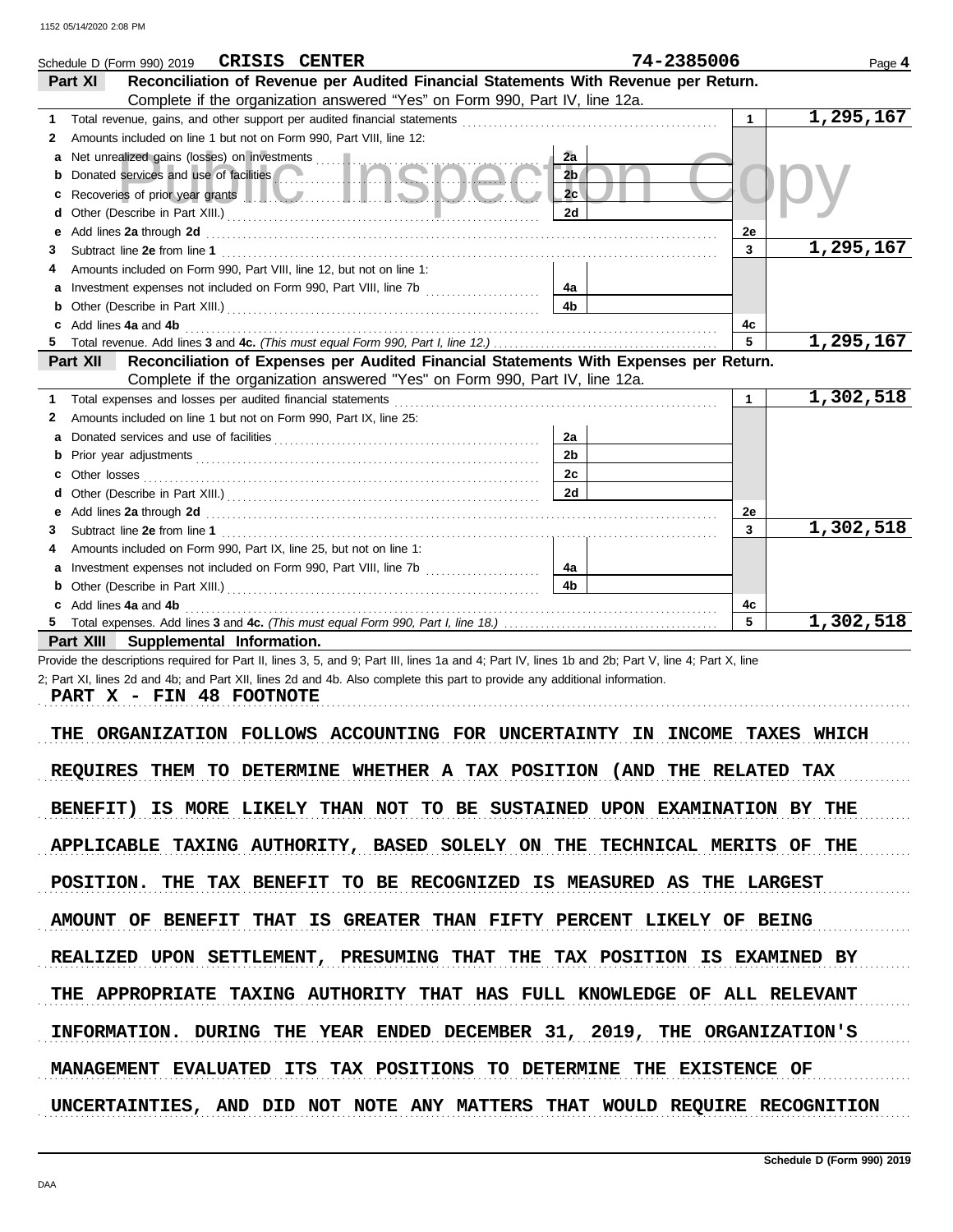Schedule D (Form 990) 2019 CRISIS CENTER 74-2385006 Page 4

**Part XI Reconciliation of Revenue per Audited Financial Statements With Revenue per Return.**
Complete if the organization answered "Yes" on Form 990, Part IV, line 12a.

| | | | | | |
|---|---|---|---|---|---|
| 1 | Total revenue, gains, and other support per audited financial statements | | | 1 | 1,295,167 |
| 2 | Amounts included on line 1 but not on Form 990, Part VIII, line 12: | | | | |
| a | Net unrealized gains (losses) on investments | 2a | | | |
| b | Donated services and use of facilities | 2b | | | |
| c | Recoveries of prior year grants | 2c | | | |
| d | Other (Describe in Part XIII.) | 2d | | | |
| e | Add lines 2a through 2d | | | 2e | |
| 3 | Subtract line 2e from line 1 | | | 3 | 1,295,167 |
| 4 | Amounts included on Form 990, Part VIII, line 12, but not on line 1: | | | | |
| a | Investment expenses not included on Form 990, Part VIII, line 7b | 4a | | | |
| b | Other (Describe in Part XIII.) | 4b | | | |
| c | Add lines 4a and 4b | | | 4c | |
| 5 | Total revenue. Add lines 3 and 4c. *(This must equal Form 990, Part I, line 12.)* | | | 5 | 1,295,167 |

**Part XII Reconciliation of Expenses per Audited Financial Statements With Expenses per Return.**
Complete if the organization answered "Yes" on Form 990, Part IV, line 12a.

| | | | | | |
|---|---|---|---|---|---|
| 1 | Total expenses and losses per audited financial statements | | | 1 | 1,302,518 |
| 2 | Amounts included on line 1 but not on Form 990, Part IX, line 25: | | | | |
| a | Donated services and use of facilities | 2a | | | |
| b | Prior year adjustments | 2b | | | |
| c | Other losses | 2c | | | |
| d | Other (Describe in Part XIII.) | 2d | | | |
| e | Add lines 2a through 2d | | | 2e | |
| 3 | Subtract line 2e from line 1 | | | 3 | 1,302,518 |
| 4 | Amounts included on Form 990, Part IX, line 25, but not on line 1: | | | | |
| a | Investment expenses not included on Form 990, Part VIII, line 7b | 4a | | | |
| b | Other (Describe in Part XIII.) | 4b | | | |
| c | Add lines 4a and 4b | | | 4c | |
| 5 | Total expenses. Add lines 3 and 4c. *(This must equal Form 990, Part I, line 18.)* | | | 5 | 1,302,518 |

**Part XIII Supplemental Information.**

Provide the descriptions required for Part II, lines 3, 5, and 9; Part III, lines 1a and 4; Part IV, lines 1b and 2b; Part V, line 4; Part X, line 2; Part XI, lines 2d and 4b; and Part XII, lines 2d and 4b. Also complete this part to provide any additional information.

PART X - FIN 48 FOOTNOTE

THE ORGANIZATION FOLLOWS ACCOUNTING FOR UNCERTAINTY IN INCOME TAXES WHICH REQUIRES THEM TO DETERMINE WHETHER A TAX POSITION (AND THE RELATED TAX BENEFIT) IS MORE LIKELY THAN NOT TO BE SUSTAINED UPON EXAMINATION BY THE APPLICABLE TAXING AUTHORITY, BASED SOLELY ON THE TECHNICAL MERITS OF THE POSITION. THE TAX BENEFIT TO BE RECOGNIZED IS MEASURED AS THE LARGEST AMOUNT OF BENEFIT THAT IS GREATER THAN FIFTY PERCENT LIKELY OF BEING REALIZED UPON SETTLEMENT, PRESUMING THAT THE TAX POSITION IS EXAMINED BY THE APPROPRIATE TAXING AUTHORITY THAT HAS FULL KNOWLEDGE OF ALL RELEVANT INFORMATION. DURING THE YEAR ENDED DECEMBER 31, 2019, THE ORGANIZATION'S MANAGEMENT EVALUATED ITS TAX POSITIONS TO DETERMINE THE EXISTENCE OF UNCERTAINTIES, AND DID NOT NOTE ANY MATTERS THAT WOULD REQUIRE RECOGNITION

Schedule D (Form 990) 2019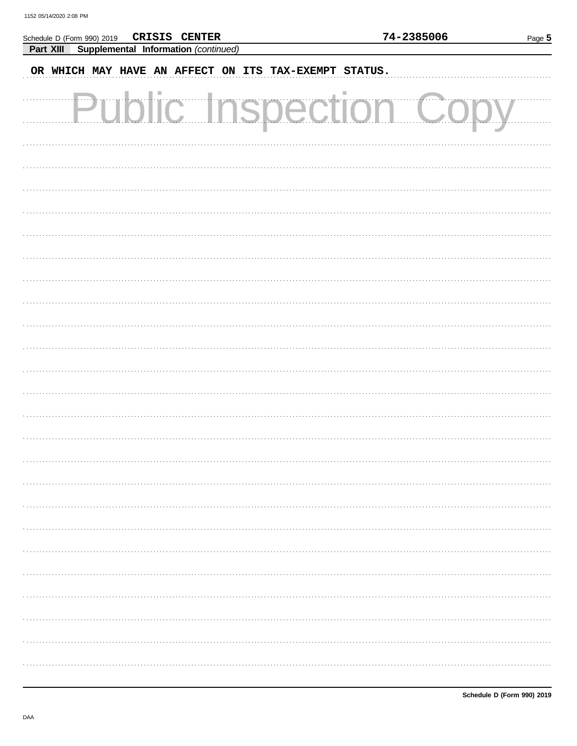Schedule D (Form 990) 2019 **CRISIS CENTER** **74-2385006**

**Part XIII** **Supplemental Information** *(continued)*

OR WHICH MAY HAVE AN AFFECT ON ITS TAX-EXEMPT STATUS.

Public Inspection Copy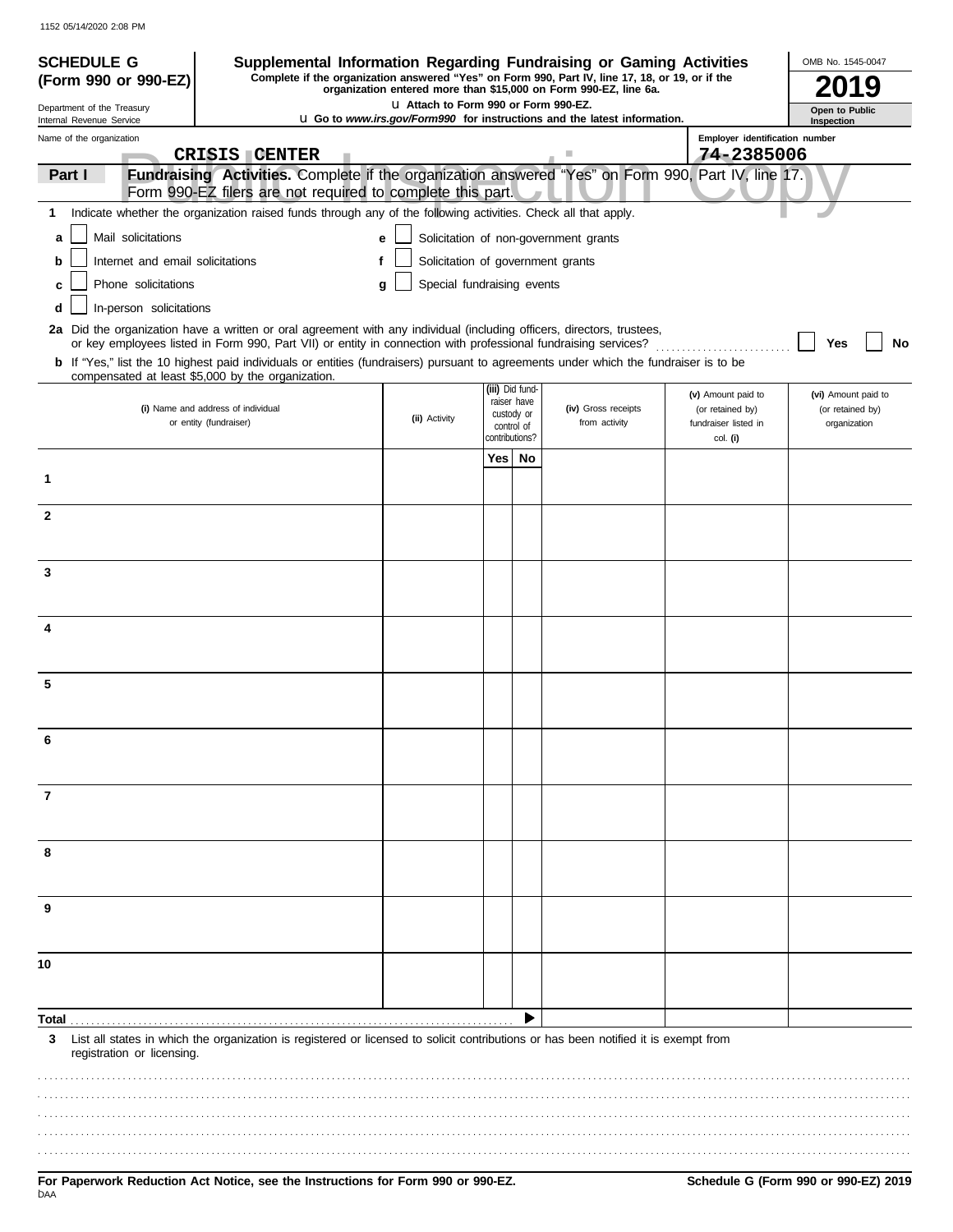**SCHEDULE G (Form 990 or 990-EZ)**

Department of the Treasury
Internal Revenue Service

# Supplemental Information Regarding Fundraising or Gaming Activities

**Complete if the organization answered "Yes" on Form 990, Part IV, line 17, 18, or 19, or if the organization entered more than $15,000 on Form 990-EZ, line 6a.**

u Attach to Form 990 or Form 990-EZ.

u Go to *www.irs.gov/Form990* for instructions and the latest information.

OMB No. 1545-0047

**2019**

**Open to Public Inspection**

Name of the organization: CRISIS CENTER

Employer identification number: 74-2385006

**Part I** **Fundraising Activities.** Complete if the organization answered "Yes" on Form 990, Part IV, line 17. Form 990-EZ filers are not required to complete this part.

**1** Indicate whether the organization raised funds through any of the following activities. Check all that apply.

- **a** ☐ Mail solicitations
- **b** ☐ Internet and email solicitations
- **c** ☐ Phone solicitations
- **d** ☐ In-person solicitations
- **e** ☐ Solicitation of non-government grants
- **f** ☐ Solicitation of government grants
- **g** ☐ Special fundraising events

**2a** Did the organization have a written or oral agreement with any individual (including officers, directors, trustees, or key employees listed in Form 990, Part VII) or entity in connection with professional fundraising services? ☐ **Yes** ☐ **No**

**b** If "Yes," list the 10 highest paid individuals or entities (fundraisers) pursuant to agreements under which the fundraiser is to be compensated at least $5,000 by the organization.

| | (i) Name and address of individual or entity (fundraiser) | (ii) Activity | (iii) Did fund-raiser have custody or control of contributions? Yes | No | (iv) Gross receipts from activity | (v) Amount paid to (or retained by) fundraiser listed in col. (i) | (vi) Amount paid to (or retained by) organization |
|---|---|---|---|---|---|---|---|
| 1 | | | | | | | |
| 2 | | | | | | | |
| 3 | | | | | | | |
| 4 | | | | | | | |
| 5 | | | | | | | |
| 6 | | | | | | | |
| 7 | | | | | | | |
| 8 | | | | | | | |
| 9 | | | | | | | |
| 10 | | | | | | | |
| **Total** | | | | ▶ | | | |

**3** List all states in which the organization is registered or licensed to solicit contributions or has been notified it is exempt from registration or licensing.

**For Paperwork Reduction Act Notice, see the Instructions for Form 990 or 990-EZ.**

**Schedule G (Form 990 or 990-EZ) 2019**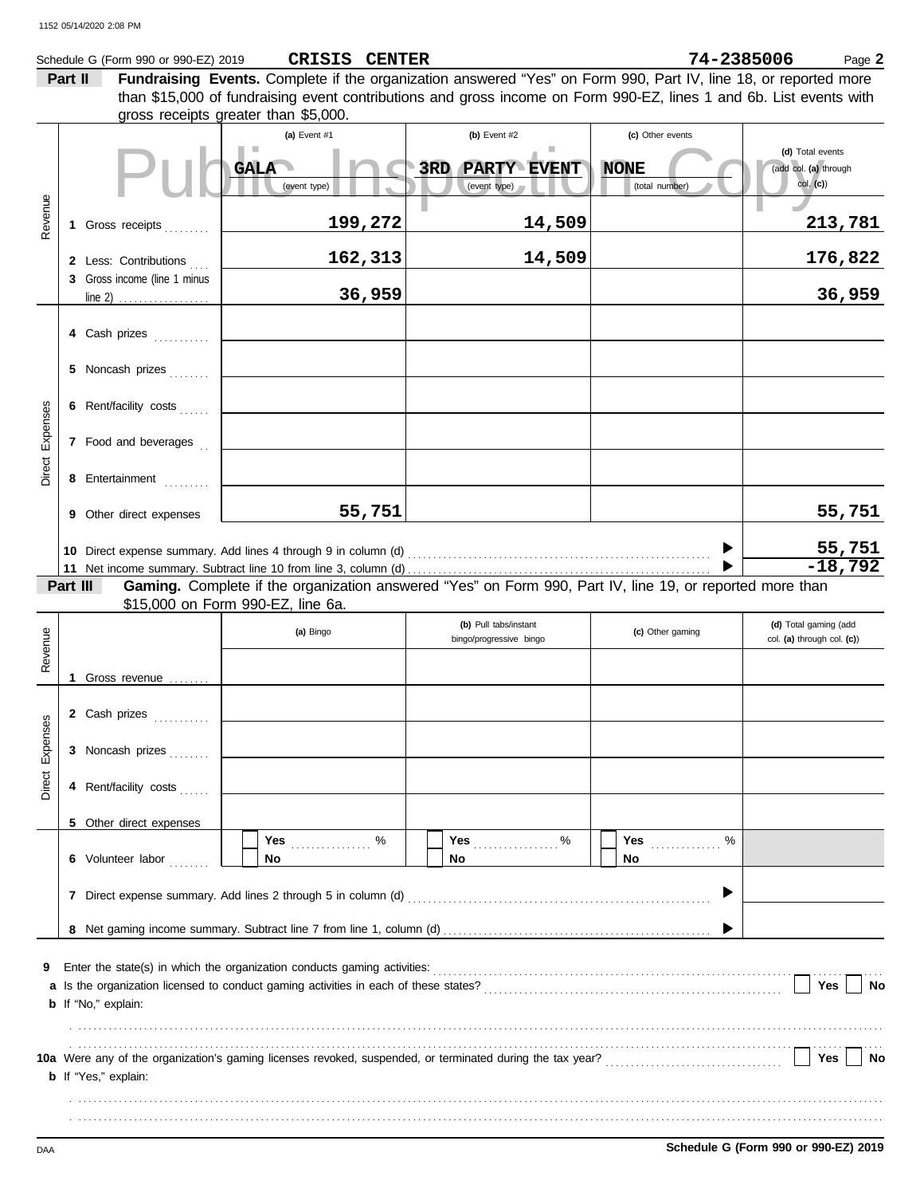Schedule G (Form 990 or 990-EZ) 2019 **CRISIS CENTER** **74-2385006** Page **2**

**Part II** **Fundraising Events.** Complete if the organization answered "Yes" on Form 990, Part IV, line 18, or reported more than $15,000 of fundraising event contributions and gross income on Form 990-EZ, lines 1 and 6b. List events with gross receipts greater than $5,000.

| | | (a) Event #1 | (b) Event #2 | (c) Other events | (d) Total events (add col. (a) through col. (c)) |
|---|---|---|---|---|---|
| | | GALA (event type) | 3RD PARTY EVENT (event type) | NONE (total number) | |
| Revenue | 1 Gross receipts | 199,272 | 14,509 | | 213,781 |
| | 2 Less: Contributions | 162,313 | 14,509 | | 176,822 |
| | 3 Gross income (line 1 minus line 2) | 36,959 | | | 36,959 |
| Direct Expenses | 4 Cash prizes | | | | |
| | 5 Noncash prizes | | | | |
| | 6 Rent/facility costs | | | | |
| | 7 Food and beverages | | | | |
| | 8 Entertainment | | | | |
| | 9 Other direct expenses | 55,751 | | | 55,751 |
| | 10 Direct expense summary. Add lines 4 through 9 in column (d) | | | | 55,751 |
| | 11 Net income summary. Subtract line 10 from line 3, column (d) | | | | -18,792 |

**Part III** **Gaming.** Complete if the organization answered "Yes" on Form 990, Part IV, line 19, or reported more than $15,000 on Form 990-EZ, line 6a.

| | | (a) Bingo | (b) Pull tabs/instant bingo/progressive bingo | (c) Other gaming | (d) Total gaming (add col. (a) through col. (c)) |
|---|---|---|---|---|---|
| Revenue | 1 Gross revenue | | | | |
| Direct Expenses | 2 Cash prizes | | | | |
| | 3 Noncash prizes | | | | |
| | 4 Rent/facility costs | | | | |
| | 5 Other direct expenses | | | | |
| | 6 Volunteer labor | ☐ Yes ____ % ☐ No | ☐ Yes ____ % ☐ No | ☐ Yes ____ % ☐ No | |
| | 7 Direct expense summary. Add lines 2 through 5 in column (d) | | | | |
| | 8 Net gaming income summary. Subtract line 7 from line 1, column (d) | | | | |

**9** Enter the state(s) in which the organization conducts gaming activities: ..........

**a** Is the organization licensed to conduct gaming activities in each of these states? ☐ Yes ☐ No

**b** If "No," explain:

**10a** Were any of the organization's gaming licenses revoked, suspended, or terminated during the tax year? ☐ Yes ☐ No

**b** If "Yes," explain:

DAA **Schedule G (Form 990 or 990-EZ) 2019**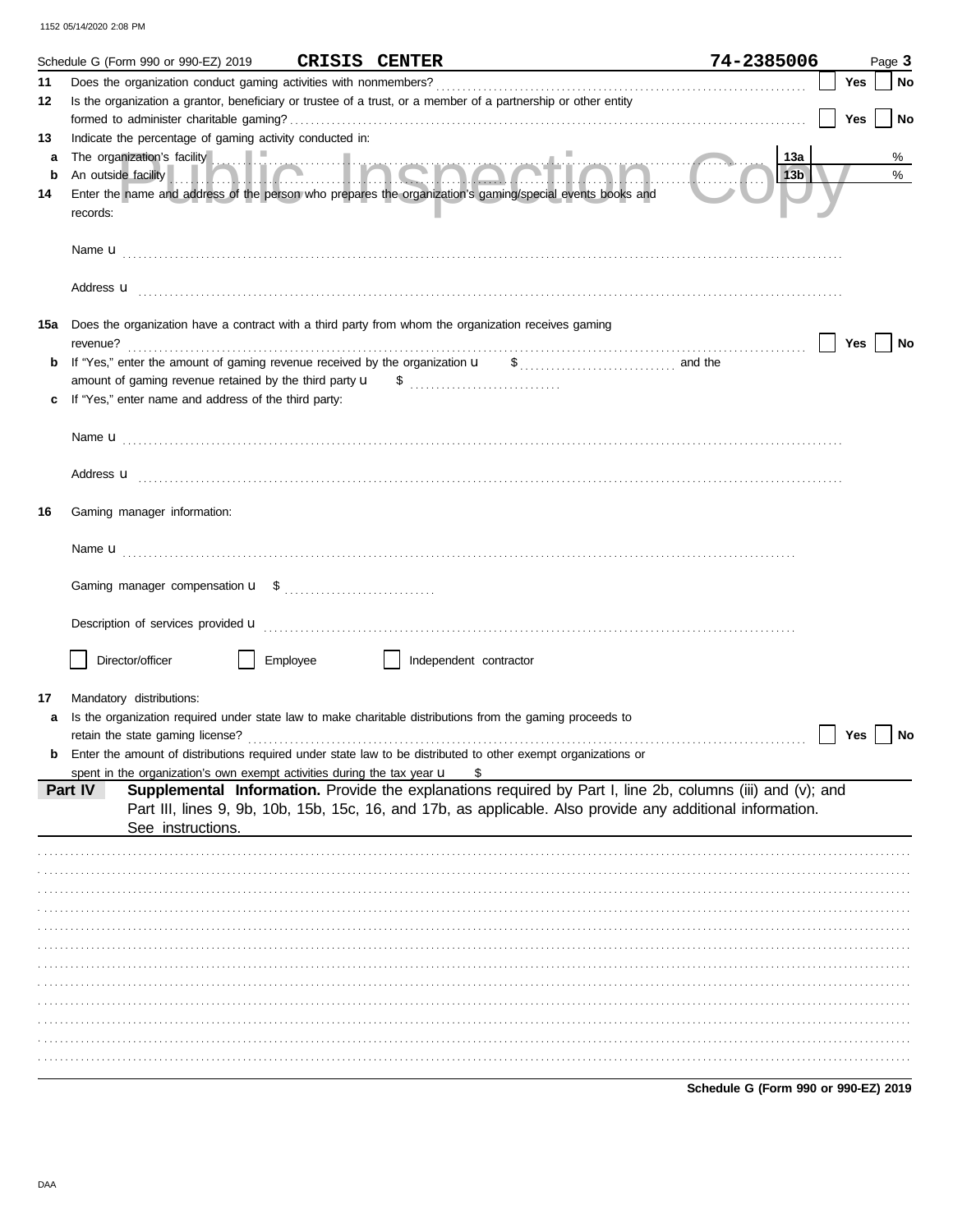Schedule G (Form 990 or 990-EZ) 2019 **CRISIS CENTER** **74-2385006** Page **3**

**11** Does the organization conduct gaming activities with nonmembers? ☐ Yes ☐ No

**12** Is the organization a grantor, beneficiary or trustee of a trust, or a member of a partnership or other entity formed to administer charitable gaming? ☐ Yes ☐ No

**13** Indicate the percentage of gaming activity conducted in:

**a** The organization's facility **13a** %

**b** An outside facility **13b** %

**14** Enter the name and address of the person who prepares the organization's gaming/special events books and records:

Name u

Address u

**15a** Does the organization have a contract with a third party from whom the organization receives gaming revenue? ☐ Yes ☐ No

**b** If "Yes," enter the amount of gaming revenue received by the organization u $ and the amount of gaming revenue retained by the third party u $

**c** If "Yes," enter name and address of the third party:

Name u

Address u

**16** Gaming manager information:

Name u

Gaming manager compensation u $

Description of services provided u

☐ Director/officer ☐ Employee ☐ Independent contractor

**17** Mandatory distributions:

**a** Is the organization required under state law to make charitable distributions from the gaming proceeds to retain the state gaming license? ☐ Yes ☐ No

**b** Enter the amount of distributions required under state law to be distributed to other exempt organizations or spent in the organization's own exempt activities during the tax year u $

## Part IV Supplemental Information.

Provide the explanations required by Part I, line 2b, columns (iii) and (v); and Part III, lines 9, 9b, 10b, 15b, 15c, 16, and 17b, as applicable. Also provide any additional information. See instructions.

**Schedule G (Form 990 or 990-EZ) 2019**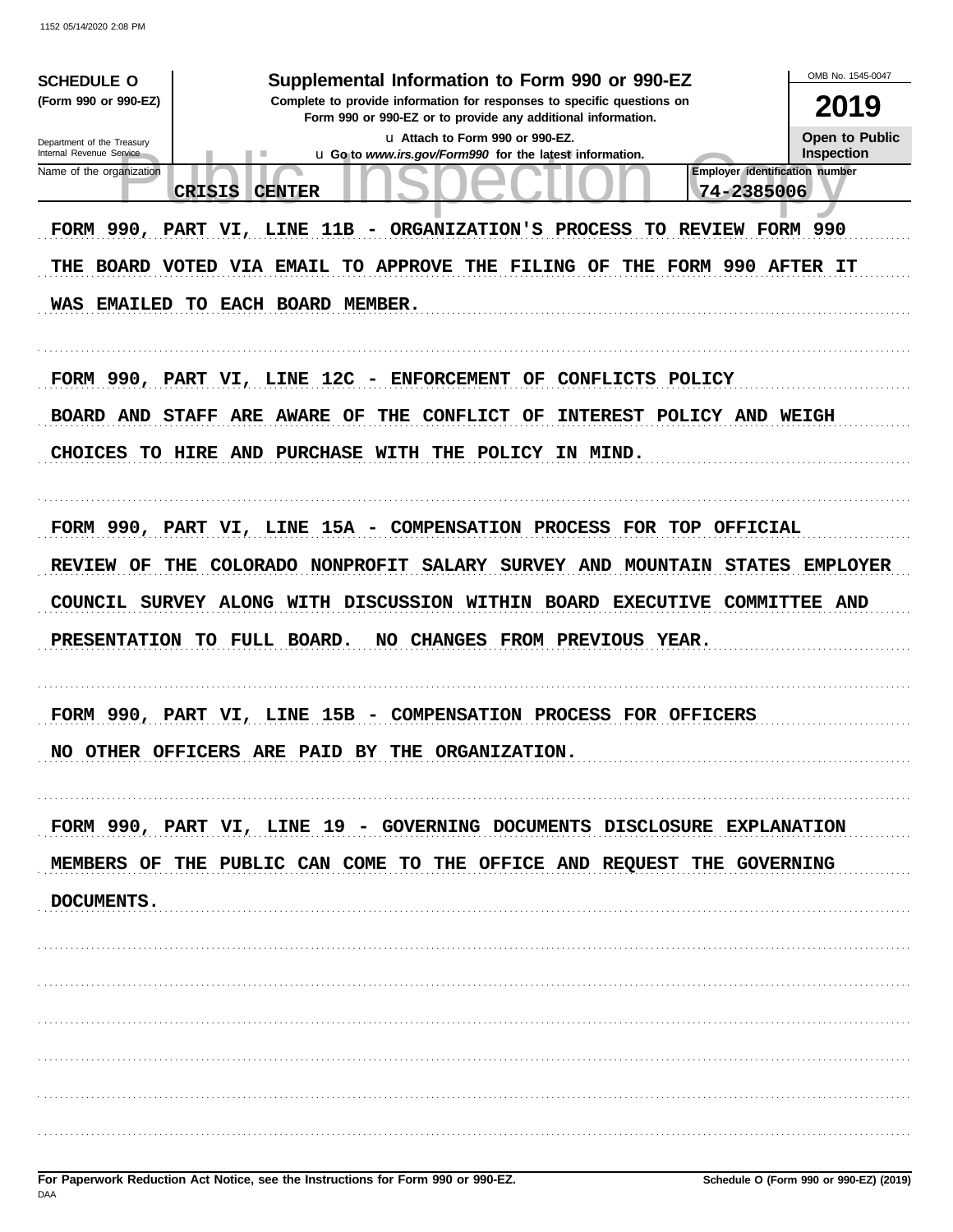**SCHEDULE O**
**(Form 990 or 990-EZ)**

Department of the Treasury
Internal Revenue Service

# Supplemental Information to Form 990 or 990-EZ

**Complete to provide information for responses to specific questions on Form 990 or 990-EZ or to provide any additional information.**

u Attach to Form 990 or 990-EZ.
u Go to *www.irs.gov/Form990* for the latest information.

OMB No. 1545-0047

**2019**

**Open to Public Inspection**

Name of the organization: CRISIS CENTER

Employer identification number: 74-2385006

FORM 990, PART VI, LINE 11B - ORGANIZATION'S PROCESS TO REVIEW FORM 990

THE BOARD VOTED VIA EMAIL TO APPROVE THE FILING OF THE FORM 990 AFTER IT WAS EMAILED TO EACH BOARD MEMBER.

FORM 990, PART VI, LINE 12C - ENFORCEMENT OF CONFLICTS POLICY

BOARD AND STAFF ARE AWARE OF THE CONFLICT OF INTEREST POLICY AND WEIGH CHOICES TO HIRE AND PURCHASE WITH THE POLICY IN MIND.

FORM 990, PART VI, LINE 15A - COMPENSATION PROCESS FOR TOP OFFICIAL

REVIEW OF THE COLORADO NONPROFIT SALARY SURVEY AND MOUNTAIN STATES EMPLOYER COUNCIL SURVEY ALONG WITH DISCUSSION WITHIN BOARD EXECUTIVE COMMITTEE AND PRESENTATION TO FULL BOARD. NO CHANGES FROM PREVIOUS YEAR.

FORM 990, PART VI, LINE 15B - COMPENSATION PROCESS FOR OFFICERS

NO OTHER OFFICERS ARE PAID BY THE ORGANIZATION.

FORM 990, PART VI, LINE 19 - GOVERNING DOCUMENTS DISCLOSURE EXPLANATION

MEMBERS OF THE PUBLIC CAN COME TO THE OFFICE AND REQUEST THE GOVERNING DOCUMENTS.

**For Paperwork Reduction Act Notice, see the Instructions for Form 990 or 990-EZ.** **Schedule O (Form 990 or 990-EZ) (2019)**